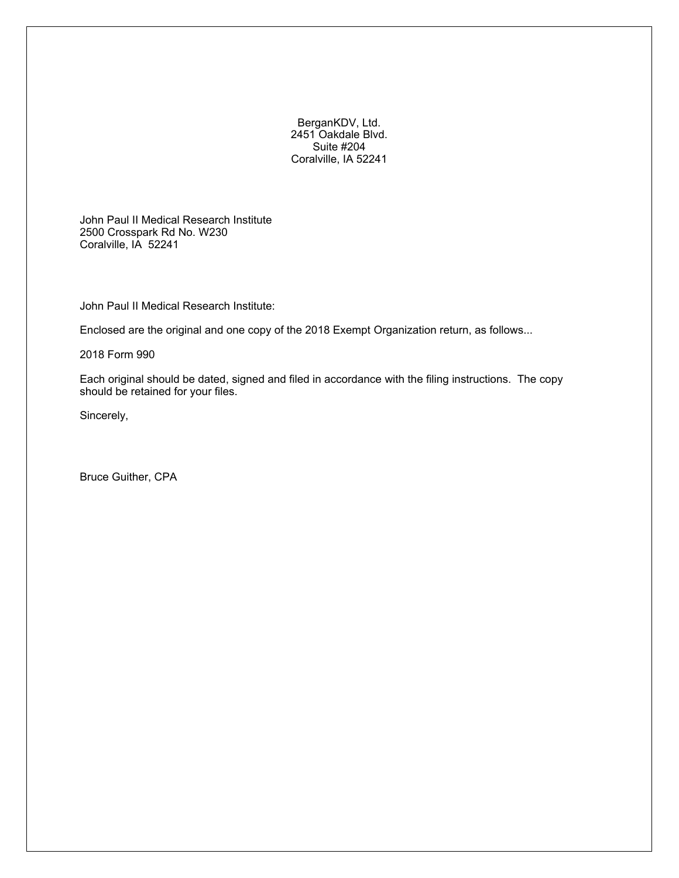BerganKDV, Ltd.
2451 Oakdale Blvd.
Suite #204
Coralville, IA 52241

John Paul II Medical Research Institute
2500 Crosspark Rd No. W230
Coralville, IA 52241

John Paul II Medical Research Institute:

Enclosed are the original and one copy of the 2018 Exempt Organization return, as follows...

2018 Form 990

Each original should be dated, signed and filed in accordance with the filing instructions. The copy should be retained for your files.

Sincerely,

Bruce Guither, CPA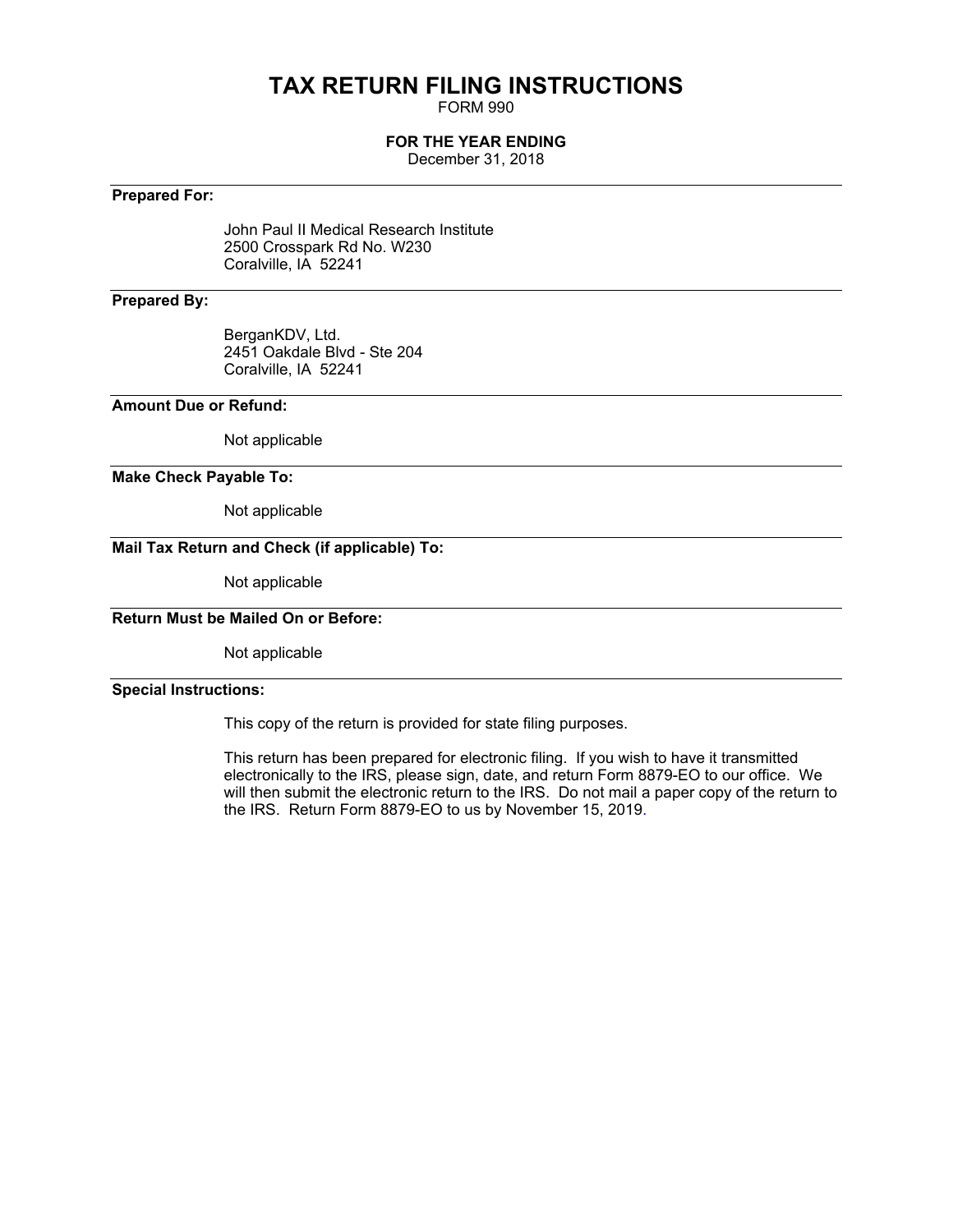# TAX RETURN FILING INSTRUCTIONS

FORM 990

**FOR THE YEAR ENDING**

December 31, 2018

---

**Prepared For:**

John Paul II Medical Research Institute
2500 Crosspark Rd No. W230
Coralville, IA 52241

---

**Prepared By:**

BerganKDV, Ltd.
2451 Oakdale Blvd - Ste 204
Coralville, IA 52241

---

**Amount Due or Refund:**

Not applicable

---

**Make Check Payable To:**

Not applicable

---

**Mail Tax Return and Check (if applicable) To:**

Not applicable

---

**Return Must be Mailed On or Before:**

Not applicable

---

**Special Instructions:**

This copy of the return is provided for state filing purposes.

This return has been prepared for electronic filing. If you wish to have it transmitted electronically to the IRS, please sign, date, and return Form 8879-EO to our office. We will then submit the electronic return to the IRS. Do not mail a paper copy of the return to the IRS. Return Form 8879-EO to us by November 15, 2019.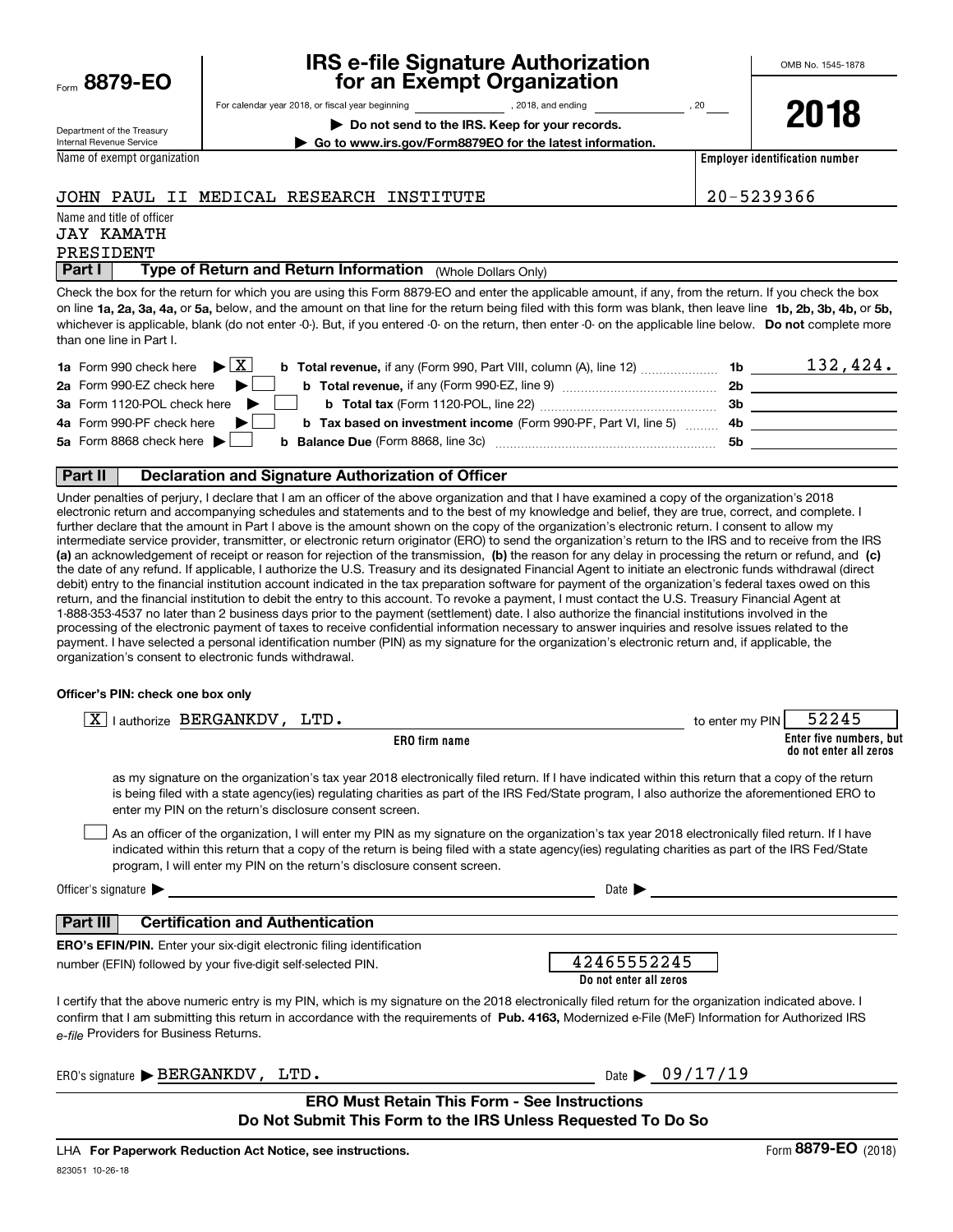Form **8879-EO**

Department of the Treasury
Internal Revenue Service

# IRS e-file Signature Authorization for an Exempt Organization

For calendar year 2018, or fiscal year beginning \_\_\_\_\_\_\_\_, 2018, and ending \_\_\_\_\_\_\_\_, 20\_\_

▶ **Do not send to the IRS. Keep for your records.**

▶ **Go to www.irs.gov/Form8879EO for the latest information.**

OMB No. 1545-1878

**2018**

| Name of exempt organization | Employer identification number |
|---|---|
| JOHN PAUL II MEDICAL RESEARCH INSTITUTE | 20-5239366 |

Name and title of officer
JAY KAMATH
PRESIDENT

## Part I — Type of Return and Return Information (Whole Dollars Only)

Check the box for the return for which you are using this Form 8879-EO and enter the applicable amount, if any, from the return. If you check the box on line **1a, 2a, 3a, 4a,** or **5a,** below, and the amount on that line for the return being filed with this form was blank, then leave line **1b, 2b, 3b, 4b,** or **5b,** whichever is applicable, blank (do not enter -0-). But, if you entered -0- on the return, then enter -0- on the applicable line below. **Do not** complete more than one line in Part I.

| | | | |
|---|---|---|---|
| **1a** Form 990 check here ▶ [X] | **b Total revenue,** if any (Form 990, Part VIII, column (A), line 12) | **1b** | 132,424. |
| **2a** Form 990-EZ check here ▶ [ ] | **b Total revenue,** if any (Form 990-EZ, line 9) | **2b** | |
| **3a** Form 1120-POL check here ▶ [ ] | **b Total tax** (Form 1120-POL, line 22) | **3b** | |
| **4a** Form 990-PF check here ▶ [ ] | **b Tax based on investment income** (Form 990-PF, Part VI, line 5) | **4b** | |
| **5a** Form 8868 check here ▶ [ ] | **b Balance Due** (Form 8868, line 3c) | **5b** | |

## Part II — Declaration and Signature Authorization of Officer

Under penalties of perjury, I declare that I am an officer of the above organization and that I have examined a copy of the organization's 2018 electronic return and accompanying schedules and statements and to the best of my knowledge and belief, they are true, correct, and complete. I further declare that the amount in Part I above is the amount shown on the copy of the organization's electronic return. I consent to allow my intermediate service provider, transmitter, or electronic return originator (ERO) to send the organization's return to the IRS and to receive from the IRS **(a)** an acknowledgement of receipt or reason for rejection of the transmission, **(b)** the reason for any delay in processing the return or refund, and **(c)** the date of any refund. If applicable, I authorize the U.S. Treasury and its designated Financial Agent to initiate an electronic funds withdrawal (direct debit) entry to the financial institution account indicated in the tax preparation software for payment of the organization's federal taxes owed on this return, and the financial institution to debit the entry to this account. To revoke a payment, I must contact the U.S. Treasury Financial Agent at 1-888-353-4537 no later than 2 business days prior to the payment (settlement) date. I also authorize the financial institutions involved in the processing of the electronic payment of taxes to receive confidential information necessary to answer inquiries and resolve issues related to the payment. I have selected a personal identification number (PIN) as my signature for the organization's electronic return and, if applicable, the organization's consent to electronic funds withdrawal.

**Officer's PIN: check one box only**

[X] I authorize BERGANKDV, LTD. (**ERO firm name**) to enter my PIN 52245 (**Enter five numbers, but do not enter all zeros**)

as my signature on the organization's tax year 2018 electronically filed return. If I have indicated within this return that a copy of the return is being filed with a state agency(ies) regulating charities as part of the IRS Fed/State program, I also authorize the aforementioned ERO to enter my PIN on the return's disclosure consent screen.

[ ] As an officer of the organization, I will enter my PIN as my signature on the organization's tax year 2018 electronically filed return. If I have indicated within this return that a copy of the return is being filed with a state agency(ies) regulating charities as part of the IRS Fed/State program, I will enter my PIN on the return's disclosure consent screen.

Officer's signature ▶ \_\_\_\_\_\_\_\_\_\_ Date ▶ \_\_\_\_\_\_\_\_\_\_

## Part III — Certification and Authentication

**ERO's EFIN/PIN.** Enter your six-digit electronic filing identification number (EFIN) followed by your five-digit self-selected PIN.

42465552245
**Do not enter all zeros**

I certify that the above numeric entry is my PIN, which is my signature on the 2018 electronically filed return for the organization indicated above. I confirm that I am submitting this return in accordance with the requirements of **Pub. 4163,** Modernized e-File (MeF) Information for Authorized IRS *e-file* Providers for Business Returns.

ERO's signature ▶ BERGANKDV, LTD. Date ▶ 09/17/19

**ERO Must Retain This Form - See Instructions**
**Do Not Submit This Form to the IRS Unless Requested To Do So**

LHA **For Paperwork Reduction Act Notice, see instructions.** Form **8879-EO** (2018)

823051 10-26-18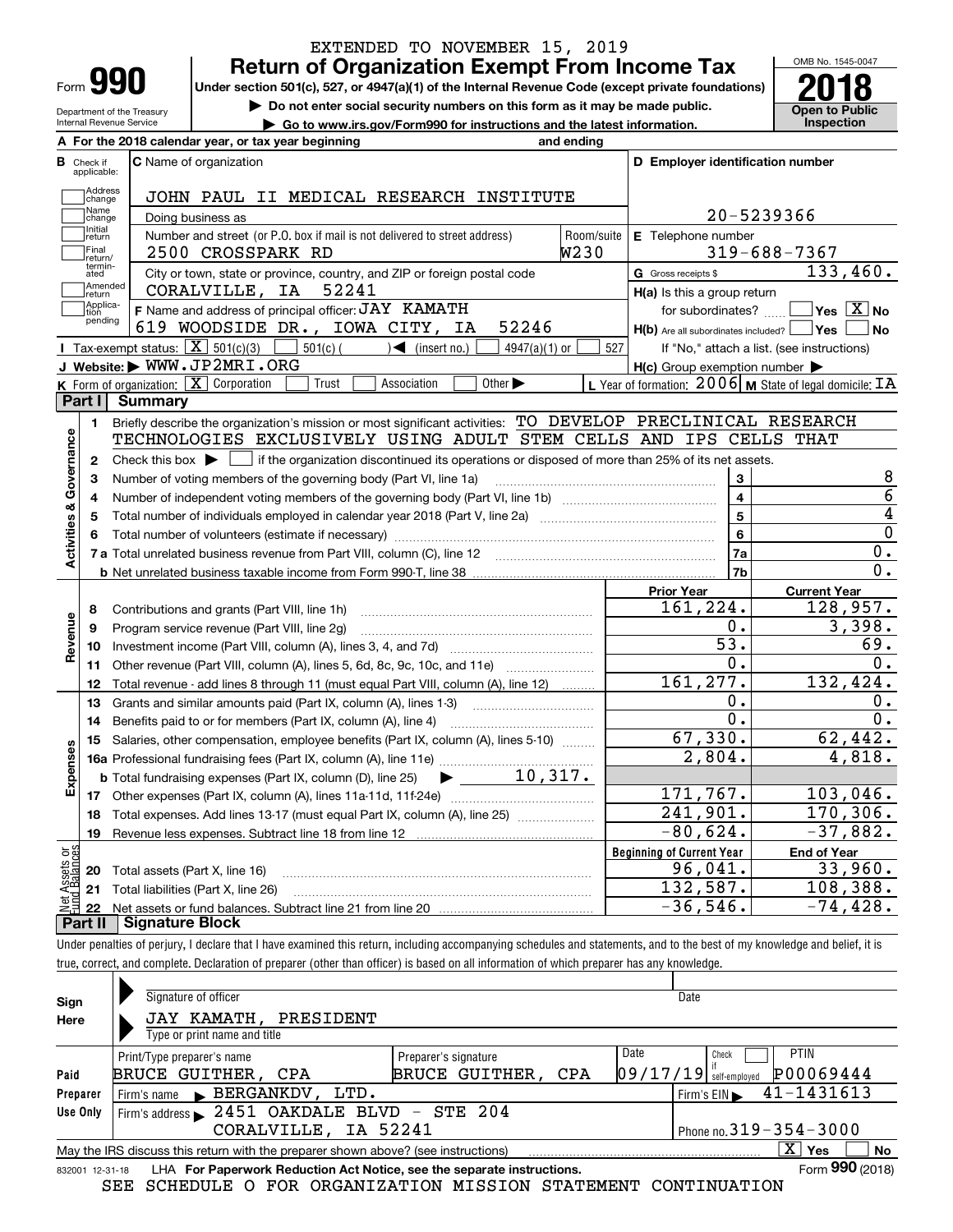EXTENDED TO NOVEMBER 15, 2019

# Form 990 — Return of Organization Exempt From Income Tax

**Under section 501(c), 527, or 4947(a)(1) of the Internal Revenue Code (except private foundations)**

▶ Do not enter social security numbers on this form as it may be made public.

▶ Go to www.irs.gov/Form990 for instructions and the latest information.

Department of the Treasury
Internal Revenue Service

OMB No. 1545-0047

**2018**

**Open to Public Inspection**

**A** For the 2018 calendar year, or tax year beginning and ending

**B** Check if applicable: Address change, Name change, Initial return, Final return/terminated, Amended return, Application pending

**C** Name of organization: JOHN PAUL II MEDICAL RESEARCH INSTITUTE

Doing business as

Number and street (or P.O. box if mail is not delivered to street address): 2500 CROSSPARK RD — Room/suite: W230

City or town, state or province, country, and ZIP or foreign postal code: CORALVILLE, IA 52241

**D** Employer identification number: 20-5239366

**E** Telephone number: 319-688-7367

**G** Gross receipts $ 133,460.

**F** Name and address of principal officer: JAY KAMATH, 619 WOODSIDE DR., IOWA CITY, IA 52246

**H(a)** Is this a group return for subordinates? ☐ Yes ☒ No

**H(b)** Are all subordinates included? ☐ Yes ☐ No — If "No," attach a list. (see instructions)

**H(c)** Group exemption number ▶

**I** Tax-exempt status: ☒ 501(c)(3) ☐ 501(c) ( ) ◀ (insert no.) ☐ 4947(a)(1) or ☐ 527

**J** Website: ▶ WWW.JP2MRI.ORG

**K** Form of organization: ☒ Corporation ☐ Trust ☐ Association ☐ Other ▶

**L** Year of formation: 2006 **M** State of legal domicile: IA

## Part I Summary

**Activities & Governance**

1 Briefly describe the organization's mission or most significant activities: TO DEVELOP PRECLINICAL RESEARCH TECHNOLOGIES EXCLUSIVELY USING ADULT STEM CELLS AND IPS CELLS THAT

2 Check this box ▶ ☐ if the organization discontinued its operations or disposed of more than 25% of its net assets.

| Line | Description | | Value |
|---|---|---|---|
| 3 | Number of voting members of the governing body (Part VI, line 1a) | 3 | 8 |
| 4 | Number of independent voting members of the governing body (Part VI, line 1b) | 4 | 6 |
| 5 | Total number of individuals employed in calendar year 2018 (Part V, line 2a) | 5 | 4 |
| 6 | Total number of volunteers (estimate if necessary) | 6 | 0 |
| 7a | Total unrelated business revenue from Part VIII, column (C), line 12 | 7a | 0. |
| 7b | Net unrelated business taxable income from Form 990-T, line 38 | 7b | 0. |

| Line | Description | Prior Year | Current Year |
|---|---|---|---|
| **Revenue** | | | |
| 8 | Contributions and grants (Part VIII, line 1h) | 161,224. | 128,957. |
| 9 | Program service revenue (Part VIII, line 2g) | 0. | 3,398. |
| 10 | Investment income (Part VIII, column (A), lines 3, 4, and 7d) | 53. | 69. |
| 11 | Other revenue (Part VIII, column (A), lines 5, 6d, 8c, 9c, 10c, and 11e) | 0. | 0. |
| 12 | Total revenue - add lines 8 through 11 (must equal Part VIII, column (A), line 12) | 161,277. | 132,424. |
| **Expenses** | | | |
| 13 | Grants and similar amounts paid (Part IX, column (A), lines 1-3) | 0. | 0. |
| 14 | Benefits paid to or for members (Part IX, column (A), line 4) | 0. | 0. |
| 15 | Salaries, other compensation, employee benefits (Part IX, column (A), lines 5-10) | 67,330. | 62,442. |
| 16a | Professional fundraising fees (Part IX, column (A), line 11e) | 2,804. | 4,818. |
| b | Total fundraising expenses (Part IX, column (D), line 25) ▶ 10,317. | | |
| 17 | Other expenses (Part IX, column (A), lines 11a-11d, 11f-24e) | 171,767. | 103,046. |
| 18 | Total expenses. Add lines 13-17 (must equal Part IX, column (A), line 25) | 241,901. | 170,306. |
| 19 | Revenue less expenses. Subtract line 18 from line 12 | -80,624. | -37,882. |

| Line | Net Assets or Fund Balances | Beginning of Current Year | End of Year |
|---|---|---|---|
| 20 | Total assets (Part X, line 16) | 96,041. | 33,960. |
| 21 | Total liabilities (Part X, line 26) | 132,587. | 108,388. |
| 22 | Net assets or fund balances. Subtract line 21 from line 20 | -36,546. | -74,428. |

## Part II Signature Block

Under penalties of perjury, I declare that I have examined this return, including accompanying schedules and statements, and to the best of my knowledge and belief, it is true, correct, and complete. Declaration of preparer (other than officer) is based on all information of which preparer has any knowledge.

**Sign Here**

Signature of officer — Date

JAY KAMATH, PRESIDENT
Type or print name and title

**Paid Preparer Use Only**

| Print/Type preparer's name | Preparer's signature | Date | Check if self-employed | PTIN |
|---|---|---|---|---|
| BRUCE GUITHER, CPA | BRUCE GUITHER, CPA | 09/17/19 | ☐ | P00069444 |

Firm's name ▶ BERGANKDV, LTD. — Firm's EIN ▶ 41-1431613

Firm's address ▶ 2451 OAKDALE BLVD - STE 204, CORALVILLE, IA 52241 — Phone no. 319-354-3000

May the IRS discuss this return with the preparer shown above? (see instructions) ☒ Yes ☐ No

832001 12-31-18 LHA For Paperwork Reduction Act Notice, see the separate instructions. Form **990** (2018)

SEE SCHEDULE O FOR ORGANIZATION MISSION STATEMENT CONTINUATION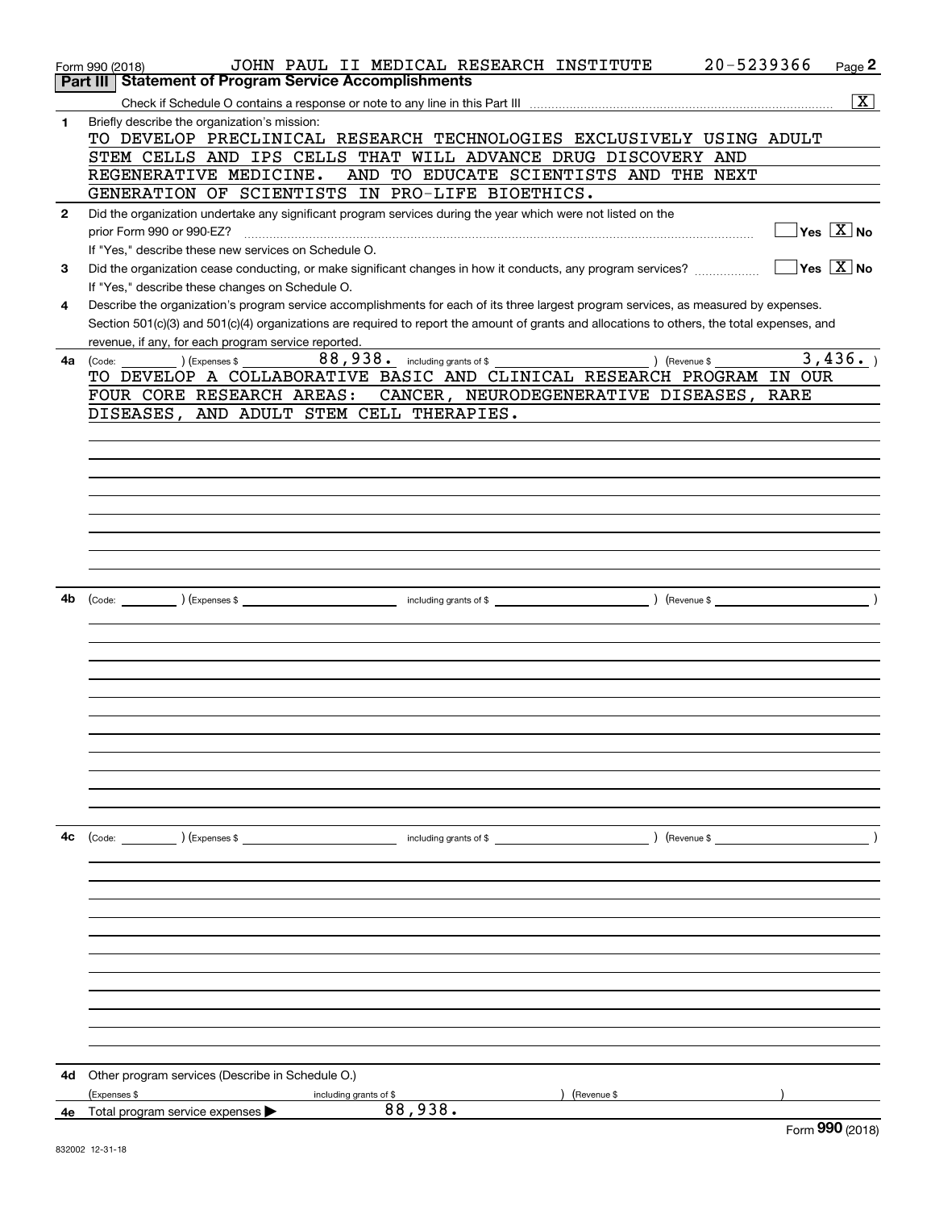Form 990 (2018) JOHN PAUL II MEDICAL RESEARCH INSTITUTE 20-5239366 Page 2

## Part III Statement of Program Service Accomplishments

Check if Schedule O contains a response or note to any line in this Part III [X]

**1** Briefly describe the organization's mission:

TO DEVELOP PRECLINICAL RESEARCH TECHNOLOGIES EXCLUSIVELY USING ADULT STEM CELLS AND IPS CELLS THAT WILL ADVANCE DRUG DISCOVERY AND REGENERATIVE MEDICINE. AND TO EDUCATE SCIENTISTS AND THE NEXT GENERATION OF SCIENTISTS IN PRO-LIFE BIOETHICS.

**2** Did the organization undertake any significant program services during the year which were not listed on the prior Form 990 or 990-EZ? [ ] Yes [X] No

If "Yes," describe these new services on Schedule O.

**3** Did the organization cease conducting, or make significant changes in how it conducts, any program services? [ ] Yes [X] No

If "Yes," describe these changes on Schedule O.

**4** Describe the organization's program service accomplishments for each of its three largest program services, as measured by expenses. Section 501(c)(3) and 501(c)(4) organizations are required to report the amount of grants and allocations to others, the total expenses, and revenue, if any, for each program service reported.

**4a** (Code: ) (Expenses $ 88,938. including grants of $ ) (Revenue $ 3,436. )

TO DEVELOP A COLLABORATIVE BASIC AND CLINICAL RESEARCH PROGRAM IN OUR FOUR CORE RESEARCH AREAS: CANCER, NEURODEGENERATIVE DISEASES, RARE DISEASES, AND ADULT STEM CELL THERAPIES.

**4b** (Code: ) (Expenses $ including grants of $ ) (Revenue $ )

**4c** (Code: ) (Expenses $ including grants of $ ) (Revenue $ )

**4d** Other program services (Describe in Schedule O.)

(Expenses $ including grants of $ ) (Revenue $ )

**4e** Total program service expenses ▶ 88,938.

Form **990** (2018)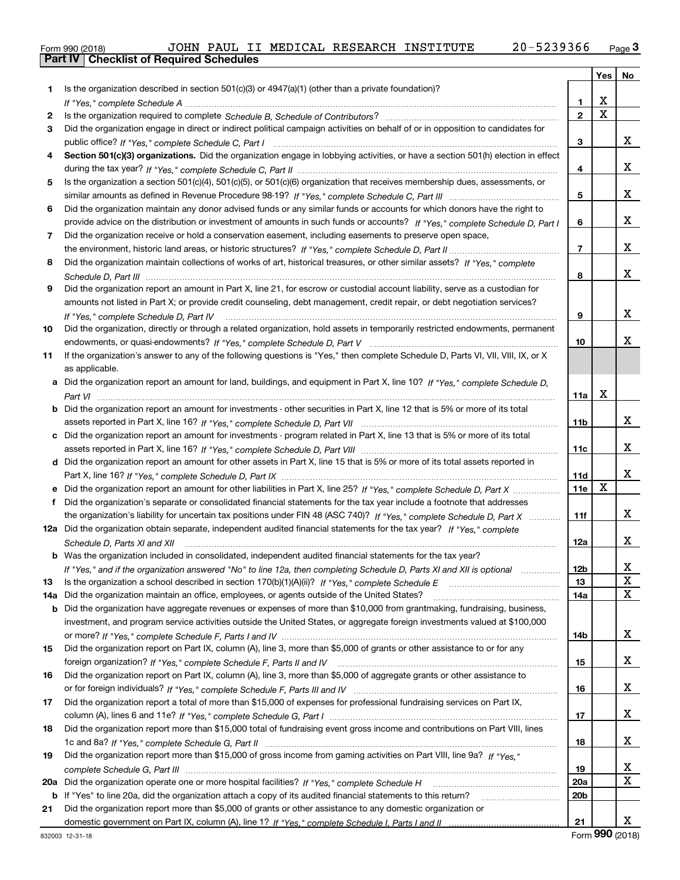Form 990 (2018) JOHN PAUL II MEDICAL RESEARCH INSTITUTE 20-5239366

## Part IV Checklist of Required Schedules

| | | | Yes | No |
|---|---|---|---|---|
| 1 | Is the organization described in section 501(c)(3) or 4947(a)(1) (other than a private foundation)? *If "Yes," complete Schedule A* | 1 | X | |
| 2 | Is the organization required to complete *Schedule B, Schedule of Contributors*? | 2 | X | |
| 3 | Did the organization engage in direct or indirect political campaign activities on behalf of or in opposition to candidates for public office? *If "Yes," complete Schedule C, Part I* | 3 | | X |
| 4 | **Section 501(c)(3) organizations.** Did the organization engage in lobbying activities, or have a section 501(h) election in effect during the tax year? *If "Yes," complete Schedule C, Part II* | 4 | | X |
| 5 | Is the organization a section 501(c)(4), 501(c)(5), or 501(c)(6) organization that receives membership dues, assessments, or similar amounts as defined in Revenue Procedure 98-19? *If "Yes," complete Schedule C, Part III* | 5 | | X |
| 6 | Did the organization maintain any donor advised funds or any similar funds or accounts for which donors have the right to provide advice on the distribution or investment of amounts in such funds or accounts? *If "Yes," complete Schedule D, Part I* | 6 | | X |
| 7 | Did the organization receive or hold a conservation easement, including easements to preserve open space, the environment, historic land areas, or historic structures? *If "Yes," complete Schedule D, Part II* | 7 | | X |
| 8 | Did the organization maintain collections of works of art, historical treasures, or other similar assets? *If "Yes," complete Schedule D, Part III* | 8 | | X |
| 9 | Did the organization report an amount in Part X, line 21, for escrow or custodial account liability, serve as a custodian for amounts not listed in Part X; or provide credit counseling, debt management, credit repair, or debt negotiation services? *If "Yes," complete Schedule D, Part IV* | 9 | | X |
| 10 | Did the organization, directly or through a related organization, hold assets in temporarily restricted endowments, permanent endowments, or quasi-endowments? *If "Yes," complete Schedule D, Part V* | 10 | | X |
| 11 | If the organization's answer to any of the following questions is "Yes," then complete Schedule D, Parts VI, VII, VIII, IX, or X as applicable. | | | |
| a | Did the organization report an amount for land, buildings, and equipment in Part X, line 10? *If "Yes," complete Schedule D, Part VI* | 11a | X | |
| b | Did the organization report an amount for investments - other securities in Part X, line 12 that is 5% or more of its total assets reported in Part X, line 16? *If "Yes," complete Schedule D, Part VII* | 11b | | X |
| c | Did the organization report an amount for investments - program related in Part X, line 13 that is 5% or more of its total assets reported in Part X, line 16? *If "Yes," complete Schedule D, Part VIII* | 11c | | X |
| d | Did the organization report an amount for other assets in Part X, line 15 that is 5% or more of its total assets reported in Part X, line 16? *If "Yes," complete Schedule D, Part IX* | 11d | | X |
| e | Did the organization report an amount for other liabilities in Part X, line 25? *If "Yes," complete Schedule D, Part X* | 11e | X | |
| f | Did the organization's separate or consolidated financial statements for the tax year include a footnote that addresses the organization's liability for uncertain tax positions under FIN 48 (ASC 740)? *If "Yes," complete Schedule D, Part X* | 11f | | X |
| 12a | Did the organization obtain separate, independent audited financial statements for the tax year? *If "Yes," complete Schedule D, Parts XI and XII* | 12a | | X |
| b | Was the organization included in consolidated, independent audited financial statements for the tax year? *If "Yes," and if the organization answered "No" to line 12a, then completing Schedule D, Parts XI and XII is optional* | 12b | | X |
| 13 | Is the organization a school described in section 170(b)(1)(A)(ii)? *If "Yes," complete Schedule E* | 13 | | X |
| 14a | Did the organization maintain an office, employees, or agents outside of the United States? | 14a | | X |
| b | Did the organization have aggregate revenues or expenses of more than $10,000 from grantmaking, fundraising, business, investment, and program service activities outside the United States, or aggregate foreign investments valued at $100,000 or more? *If "Yes," complete Schedule F, Parts I and IV* | 14b | | X |
| 15 | Did the organization report on Part IX, column (A), line 3, more than $5,000 of grants or other assistance to or for any foreign organization? *If "Yes," complete Schedule F, Parts II and IV* | 15 | | X |
| 16 | Did the organization report on Part IX, column (A), line 3, more than $5,000 of aggregate grants or other assistance to or for foreign individuals? *If "Yes," complete Schedule F, Parts III and IV* | 16 | | X |
| 17 | Did the organization report a total of more than $15,000 of expenses for professional fundraising services on Part IX, column (A), lines 6 and 11e? *If "Yes," complete Schedule G, Part I* | 17 | | X |
| 18 | Did the organization report more than $15,000 total of fundraising event gross income and contributions on Part VIII, lines 1c and 8a? *If "Yes," complete Schedule G, Part II* | 18 | | X |
| 19 | Did the organization report more than $15,000 of gross income from gaming activities on Part VIII, line 9a? *If "Yes," complete Schedule G, Part III* | 19 | | X |
| 20a | Did the organization operate one or more hospital facilities? *If "Yes," complete Schedule H* | 20a | | X |
| b | If "Yes" to line 20a, did the organization attach a copy of its audited financial statements to this return? | 20b | | |
| 21 | Did the organization report more than $5,000 of grants or other assistance to any domestic organization or domestic government on Part IX, column (A), line 1? *If "Yes," complete Schedule I, Parts I and II* | 21 | | X |

832003 12-31-18 Form **990** (2018)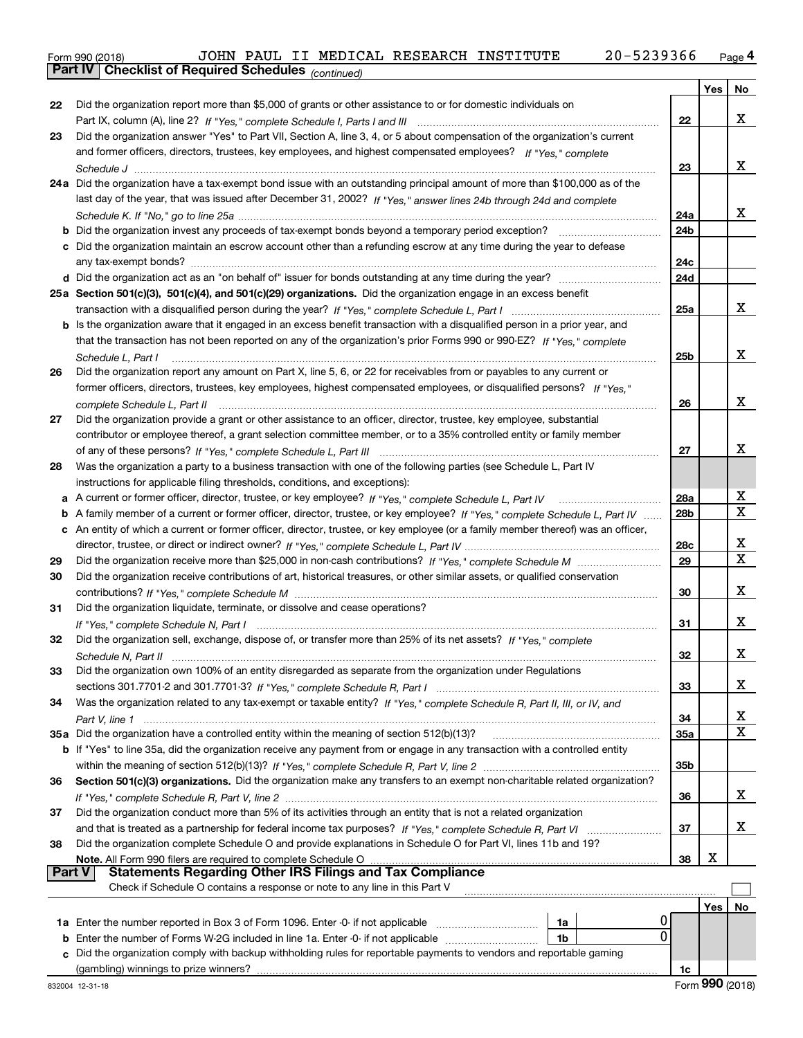Form 990 (2018) JOHN PAUL II MEDICAL RESEARCH INSTITUTE 20-5239366

**Part IV | Checklist of Required Schedules** *(continued)*

| | | | Yes | No |
|---|---|---|---|---|
| 22 | Did the organization report more than $5,000 of grants or other assistance to or for domestic individuals on Part IX, column (A), line 2? *If "Yes," complete Schedule I, Parts I and III* | 22 | | X |
| 23 | Did the organization answer "Yes" to Part VII, Section A, line 3, 4, or 5 about compensation of the organization's current and former officers, directors, trustees, key employees, and highest compensated employees? *If "Yes," complete Schedule J* | 23 | | X |
| 24a | Did the organization have a tax-exempt bond issue with an outstanding principal amount of more than $100,000 as of the last day of the year, that was issued after December 31, 2002? *If "Yes," answer lines 24b through 24d and complete Schedule K. If "No," go to line 25a* | 24a | | X |
| b | Did the organization invest any proceeds of tax-exempt bonds beyond a temporary period exception? | 24b | | |
| c | Did the organization maintain an escrow account other than a refunding escrow at any time during the year to defease any tax-exempt bonds? | 24c | | |
| d | Did the organization act as an "on behalf of" issuer for bonds outstanding at any time during the year? | 24d | | |
| 25a | **Section 501(c)(3), 501(c)(4), and 501(c)(29) organizations.** Did the organization engage in an excess benefit transaction with a disqualified person during the year? *If "Yes," complete Schedule L, Part I* | 25a | | X |
| b | Is the organization aware that it engaged in an excess benefit transaction with a disqualified person in a prior year, and that the transaction has not been reported on any of the organization's prior Forms 990 or 990-EZ? *If "Yes," complete Schedule L, Part I* | 25b | | X |
| 26 | Did the organization report any amount on Part X, line 5, 6, or 22 for receivables from or payables to any current or former officers, directors, trustees, key employees, highest compensated employees, or disqualified persons? *If "Yes," complete Schedule L, Part II* | 26 | | X |
| 27 | Did the organization provide a grant or other assistance to an officer, director, trustee, key employee, substantial contributor or employee thereof, a grant selection committee member, or to a 35% controlled entity or family member of any of these persons? *If "Yes," complete Schedule L, Part III* | 27 | | X |
| 28 | Was the organization a party to a business transaction with one of the following parties (see Schedule L, Part IV instructions for applicable filing thresholds, conditions, and exceptions): | | | |
| a | A current or former officer, director, trustee, or key employee? *If "Yes," complete Schedule L, Part IV* | 28a | | X |
| b | A family member of a current or former officer, director, trustee, or key employee? *If "Yes," complete Schedule L, Part IV* | 28b | | X |
| c | An entity of which a current or former officer, director, trustee, or key employee (or a family member thereof) was an officer, director, trustee, or direct or indirect owner? *If "Yes," complete Schedule L, Part IV* | 28c | | X |
| 29 | Did the organization receive more than $25,000 in non-cash contributions? *If "Yes," complete Schedule M* | 29 | | X |
| 30 | Did the organization receive contributions of art, historical treasures, or other similar assets, or qualified conservation contributions? *If "Yes," complete Schedule M* | 30 | | X |
| 31 | Did the organization liquidate, terminate, or dissolve and cease operations? *If "Yes," complete Schedule N, Part I* | 31 | | X |
| 32 | Did the organization sell, exchange, dispose of, or transfer more than 25% of its net assets? *If "Yes," complete Schedule N, Part II* | 32 | | X |
| 33 | Did the organization own 100% of an entity disregarded as separate from the organization under Regulations sections 301.7701-2 and 301.7701-3? *If "Yes," complete Schedule R, Part I* | 33 | | X |
| 34 | Was the organization related to any tax-exempt or taxable entity? *If "Yes," complete Schedule R, Part II, III, or IV, and Part V, line 1* | 34 | | X |
| 35a | Did the organization have a controlled entity within the meaning of section 512(b)(13)? | 35a | | X |
| b | If "Yes" to line 35a, did the organization receive any payment from or engage in any transaction with a controlled entity within the meaning of section 512(b)(13)? *If "Yes," complete Schedule R, Part V, line 2* | 35b | | |
| 36 | **Section 501(c)(3) organizations.** Did the organization make any transfers to an exempt non-charitable related organization? *If "Yes," complete Schedule R, Part V, line 2* | 36 | | X |
| 37 | Did the organization conduct more than 5% of its activities through an entity that is not a related organization and that is treated as a partnership for federal income tax purposes? *If "Yes," complete Schedule R, Part VI* | 37 | | X |
| 38 | Did the organization complete Schedule O and provide explanations in Schedule O for Part VI, lines 11b and 19? **Note.** All Form 990 filers are required to complete Schedule O | 38 | X | |

**Part V | Statements Regarding Other IRS Filings and Tax Compliance**

Check if Schedule O contains a response or note to any line in this Part V ☐

| | | | | | Yes | No |
|---|---|---|---|---|---|---|
| 1a | Enter the number reported in Box 3 of Form 1096. Enter -0- if not applicable | 1a | 0 | | | |
| b | Enter the number of Forms W-2G included in line 1a. Enter -0- if not applicable | 1b | 0 | | | |
| c | Did the organization comply with backup withholding rules for reportable payments to vendors and reportable gaming (gambling) winnings to prize winners? | | | 1c | | |

832004 12-31-18 Form **990** (2018)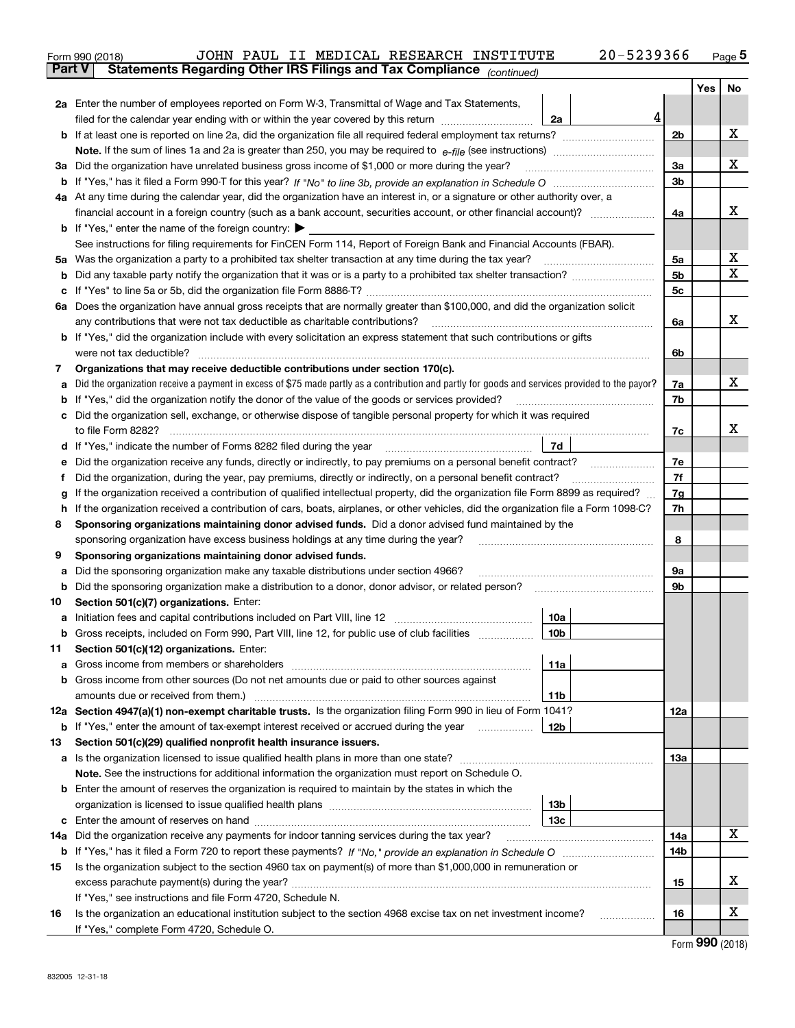Form 990 (2018) JOHN PAUL II MEDICAL RESEARCH INSTITUTE 20-5239366

## Part V Statements Regarding Other IRS Filings and Tax Compliance *(continued)*

| | | | | Yes | No |
|---|---|---|---|---|---|
| **2a** | Enter the number of employees reported on Form W-3, Transmittal of Wage and Tax Statements, filed for the calendar year ending with or within the year covered by this return | 2a | 4 | | |
| **b** | If at least one is reported on line 2a, did the organization file all required federal employment tax returns? | | 2b | | X |
| | **Note.** If the sum of lines 1a and 2a is greater than 250, you may be required to *e-file* (see instructions) | | | | |
| **3a** | Did the organization have unrelated business gross income of $1,000 or more during the year? | | 3a | | X |
| **b** | If "Yes," has it filed a Form 990-T for this year? *If "No" to line 3b, provide an explanation in Schedule O* | | 3b | | |
| **4a** | At any time during the calendar year, did the organization have an interest in, or a signature or other authority over, a financial account in a foreign country (such as a bank account, securities account, or other financial account)? | | 4a | | X |
| **b** | If "Yes," enter the name of the foreign country: ▶ | | | | |
| | See instructions for filing requirements for FinCEN Form 114, Report of Foreign Bank and Financial Accounts (FBAR). | | | | |
| **5a** | Was the organization a party to a prohibited tax shelter transaction at any time during the tax year? | | 5a | | X |
| **b** | Did any taxable party notify the organization that it was or is a party to a prohibited tax shelter transaction? | | 5b | | X |
| **c** | If "Yes" to line 5a or 5b, did the organization file Form 8886-T? | | 5c | | |
| **6a** | Does the organization have annual gross receipts that are normally greater than $100,000, and did the organization solicit any contributions that were not tax deductible as charitable contributions? | | 6a | | X |
| **b** | If "Yes," did the organization include with every solicitation an express statement that such contributions or gifts were not tax deductible? | | 6b | | |
| **7** | **Organizations that may receive deductible contributions under section 170(c).** | | | | |
| **a** | Did the organization receive a payment in excess of $75 made partly as a contribution and partly for goods and services provided to the payor? | | 7a | | X |
| **b** | If "Yes," did the organization notify the donor of the value of the goods or services provided? | | 7b | | |
| **c** | Did the organization sell, exchange, or otherwise dispose of tangible personal property for which it was required to file Form 8282? | | 7c | | X |
| **d** | If "Yes," indicate the number of Forms 8282 filed during the year | 7d | | | |
| **e** | Did the organization receive any funds, directly or indirectly, to pay premiums on a personal benefit contract? | | 7e | | |
| **f** | Did the organization, during the year, pay premiums, directly or indirectly, on a personal benefit contract? | | 7f | | |
| **g** | If the organization received a contribution of qualified intellectual property, did the organization file Form 8899 as required? | | 7g | | |
| **h** | If the organization received a contribution of cars, boats, airplanes, or other vehicles, did the organization file a Form 1098-C? | | 7h | | |
| **8** | **Sponsoring organizations maintaining donor advised funds.** Did a donor advised fund maintained by the sponsoring organization have excess business holdings at any time during the year? | | 8 | | |
| **9** | **Sponsoring organizations maintaining donor advised funds.** | | | | |
| **a** | Did the sponsoring organization make any taxable distributions under section 4966? | | 9a | | |
| **b** | Did the sponsoring organization make a distribution to a donor, donor advisor, or related person? | | 9b | | |
| **10** | **Section 501(c)(7) organizations.** Enter: | | | | |
| **a** | Initiation fees and capital contributions included on Part VIII, line 12 | 10a | | | |
| **b** | Gross receipts, included on Form 990, Part VIII, line 12, for public use of club facilities | 10b | | | |
| **11** | **Section 501(c)(12) organizations.** Enter: | | | | |
| **a** | Gross income from members or shareholders | 11a | | | |
| **b** | Gross income from other sources (Do not net amounts due or paid to other sources against amounts due or received from them.) | 11b | | | |
| **12a** | **Section 4947(a)(1) non-exempt charitable trusts.** Is the organization filing Form 990 in lieu of Form 1041? | | 12a | | |
| **b** | If "Yes," enter the amount of tax-exempt interest received or accrued during the year | 12b | | | |
| **13** | **Section 501(c)(29) qualified nonprofit health insurance issuers.** | | | | |
| **a** | Is the organization licensed to issue qualified health plans in more than one state? | | 13a | | |
| | **Note.** See the instructions for additional information the organization must report on Schedule O. | | | | |
| **b** | Enter the amount of reserves the organization is required to maintain by the states in which the organization is licensed to issue qualified health plans | 13b | | | |
| **c** | Enter the amount of reserves on hand | 13c | | | |
| **14a** | Did the organization receive any payments for indoor tanning services during the tax year? | | 14a | | X |
| **b** | If "Yes," has it filed a Form 720 to report these payments? *If "No," provide an explanation in Schedule O* | | 14b | | |
| **15** | Is the organization subject to the section 4960 tax on payment(s) of more than $1,000,000 in remuneration or excess parachute payment(s) during the year? | | 15 | | X |
| | If "Yes," see instructions and file Form 4720, Schedule N. | | | | |
| **16** | Is the organization an educational institution subject to the section 4968 excise tax on net investment income? | | 16 | | X |
| | If "Yes," complete Form 4720, Schedule O. | | | | |

Form **990** (2018)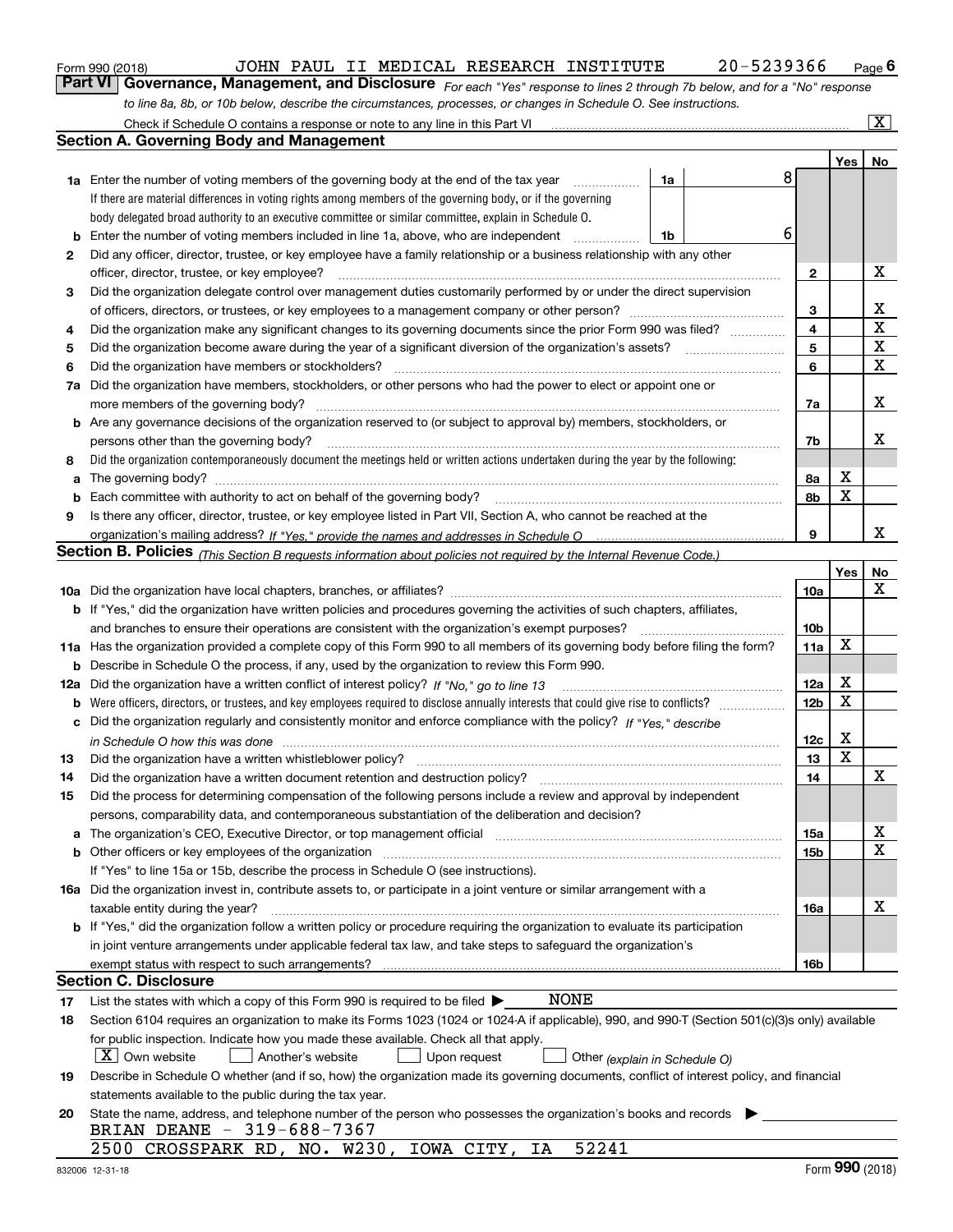Form 990 (2018) JOHN PAUL II MEDICAL RESEARCH INSTITUTE 20-5239366 Page 6

**Part VI Governance, Management, and Disclosure** *For each "Yes" response to lines 2 through 7b below, and for a "No" response to line 8a, 8b, or 10b below, describe the circumstances, processes, or changes in Schedule O. See instructions.*

Check if Schedule O contains a response or note to any line in this Part VI [X]

## Section A. Governing Body and Management

| | | | | Yes | No |
|---|---|---|---|---|---|
| **1a** | Enter the number of voting members of the governing body at the end of the tax year. If there are material differences in voting rights among members of the governing body, or if the governing body delegated broad authority to an executive committee or similar committee, explain in Schedule O. | 1a: 8 | | | |
| **b** | Enter the number of voting members included in line 1a, above, who are independent | 1b: 6 | | | |
| **2** | Did any officer, director, trustee, or key employee have a family relationship or a business relationship with any other officer, director, trustee, or key employee? | | 2 | | X |
| **3** | Did the organization delegate control over management duties customarily performed by or under the direct supervision of officers, directors, or trustees, or key employees to a management company or other person? | | 3 | | X |
| **4** | Did the organization make any significant changes to its governing documents since the prior Form 990 was filed? | | 4 | | X |
| **5** | Did the organization become aware during the year of a significant diversion of the organization's assets? | | 5 | | X |
| **6** | Did the organization have members or stockholders? | | 6 | | X |
| **7a** | Did the organization have members, stockholders, or other persons who had the power to elect or appoint one or more members of the governing body? | | 7a | | X |
| **b** | Are any governance decisions of the organization reserved to (or subject to approval by) members, stockholders, or persons other than the governing body? | | 7b | | X |
| **8** | Did the organization contemporaneously document the meetings held or written actions undertaken during the year by the following: | | | | |
| **a** | The governing body? | | 8a | X | |
| **b** | Each committee with authority to act on behalf of the governing body? | | 8b | X | |
| **9** | Is there any officer, director, trustee, or key employee listed in Part VII, Section A, who cannot be reached at the organization's mailing address? *If "Yes," provide the names and addresses in Schedule O* | | 9 | | X |

## Section B. Policies *(This Section B requests information about policies not required by the Internal Revenue Code.)*

| | | | Yes | No |
|---|---|---|---|---|
| **10a** | Did the organization have local chapters, branches, or affiliates? | 10a | | X |
| **b** | If "Yes," did the organization have written policies and procedures governing the activities of such chapters, affiliates, and branches to ensure their operations are consistent with the organization's exempt purposes? | 10b | | |
| **11a** | Has the organization provided a complete copy of this Form 990 to all members of its governing body before filing the form? | 11a | X | |
| **b** | Describe in Schedule O the process, if any, used by the organization to review this Form 990. | | | |
| **12a** | Did the organization have a written conflict of interest policy? *If "No," go to line 13* | 12a | X | |
| **b** | Were officers, directors, or trustees, and key employees required to disclose annually interests that could give rise to conflicts? | 12b | X | |
| **c** | Did the organization regularly and consistently monitor and enforce compliance with the policy? *If "Yes," describe in Schedule O how this was done* | 12c | X | |
| **13** | Did the organization have a written whistleblower policy? | 13 | X | |
| **14** | Did the organization have a written document retention and destruction policy? | 14 | | X |
| **15** | Did the process for determining compensation of the following persons include a review and approval by independent persons, comparability data, and contemporaneous substantiation of the deliberation and decision? | | | |
| **a** | The organization's CEO, Executive Director, or top management official | 15a | | X |
| **b** | Other officers or key employees of the organization | 15b | | X |
| | If "Yes" to line 15a or 15b, describe the process in Schedule O (see instructions). | | | |
| **16a** | Did the organization invest in, contribute assets to, or participate in a joint venture or similar arrangement with a taxable entity during the year? | 16a | | X |
| **b** | If "Yes," did the organization follow a written policy or procedure requiring the organization to evaluate its participation in joint venture arrangements under applicable federal tax law, and take steps to safeguard the organization's exempt status with respect to such arrangements? | 16b | | |

## Section C. Disclosure

**17** List the states with which a copy of this Form 990 is required to be filed ▶ NONE

**18** Section 6104 requires an organization to make its Forms 1023 (1024 or 1024-A if applicable), 990, and 990-T (Section 501(c)(3)s only) available for public inspection. Indicate how you made these available. Check all that apply.

[X] Own website [ ] Another's website [ ] Upon request [ ] Other *(explain in Schedule O)*

**19** Describe in Schedule O whether (and if so, how) the organization made its governing documents, conflict of interest policy, and financial statements available to the public during the tax year.

**20** State the name, address, and telephone number of the person who possesses the organization's books and records ▶

BRIAN DEANE - 319-688-7367

2500 CROSSPARK RD, NO. W230, IOWA CITY, IA 52241

832006 12-31-18 Form **990** (2018)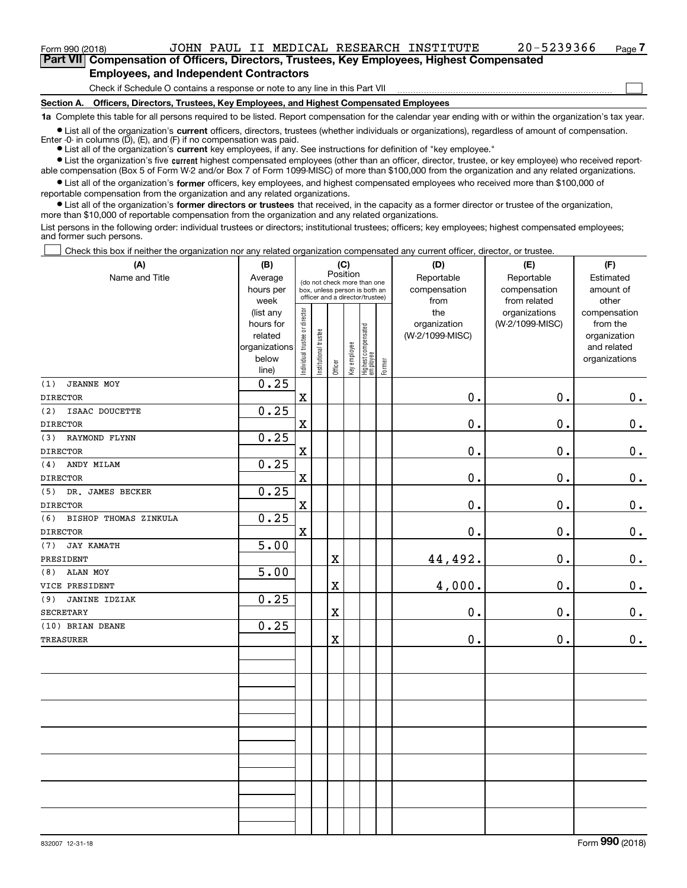Form 990 (2018) JOHN PAUL II MEDICAL RESEARCH INSTITUTE 20-5239366 Page 7

## Part VII Compensation of Officers, Directors, Trustees, Key Employees, Highest Compensated Employees, and Independent Contractors

Check if Schedule O contains a response or note to any line in this Part VII

**Section A. Officers, Directors, Trustees, Key Employees, and Highest Compensated Employees**

**1a** Complete this table for all persons required to be listed. Report compensation for the calendar year ending with or within the organization's tax year.

- List all of the organization's **current** officers, directors, trustees (whether individuals or organizations), regardless of amount of compensation. Enter -0- in columns (D), (E), and (F) if no compensation was paid.
- List all of the organization's **current** key employees, if any. See instructions for definition of "key employee."
- List the organization's five **current** highest compensated employees (other than an officer, director, trustee, or key employee) who received reportable compensation (Box 5 of Form W-2 and/or Box 7 of Form 1099-MISC) of more than $100,000 from the organization and any related organizations.
- List all of the organization's **former** officers, key employees, and highest compensated employees who received more than $100,000 of reportable compensation from the organization and any related organizations.
- List all of the organization's **former directors or trustees** that received, in the capacity as a former director or trustee of the organization, more than $10,000 of reportable compensation from the organization and any related organizations.

List persons in the following order: individual trustees or directors; institutional trustees; officers; key employees; highest compensated employees; and former such persons.

Check this box if neither the organization nor any related organization compensated any current officer, director, or trustee.

| (A) Name and Title | (B) Average hours per week (list any hours for related organizations below line) | (C) Position: Individual trustee or director | Institutional trustee | Officer | Key employee | Highest compensated employee | Former | (D) Reportable compensation from the organization (W-2/1099-MISC) | (E) Reportable compensation from related organizations (W-2/1099-MISC) | (F) Estimated amount of other compensation from the organization and related organizations |
|---|---|---|---|---|---|---|---|---|---|---|
| (1) JEANNE MOY<br>DIRECTOR | 0.25 | X | | | | | | 0. | 0. | 0. |
| (2) ISAAC DOUCETTE<br>DIRECTOR | 0.25 | X | | | | | | 0. | 0. | 0. |
| (3) RAYMOND FLYNN<br>DIRECTOR | 0.25 | X | | | | | | 0. | 0. | 0. |
| (4) ANDY MILAM<br>DIRECTOR | 0.25 | X | | | | | | 0. | 0. | 0. |
| (5) DR. JAMES BECKER<br>DIRECTOR | 0.25 | X | | | | | | 0. | 0. | 0. |
| (6) BISHOP THOMAS ZINKULA<br>DIRECTOR | 0.25 | X | | | | | | 0. | 0. | 0. |
| (7) JAY KAMATH<br>PRESIDENT | 5.00 | | | X | | | | 44,492. | 0. | 0. |
| (8) ALAN MOY<br>VICE PRESIDENT | 5.00 | | | X | | | | 4,000. | 0. | 0. |
| (9) JANINE IDZIAK<br>SECRETARY | 0.25 | | | X | | | | 0. | 0. | 0. |
| (10) BRIAN DEANE<br>TREASURER | 0.25 | | | X | | | | 0. | 0. | 0. |

832007 12-31-18 Form 990 (2018)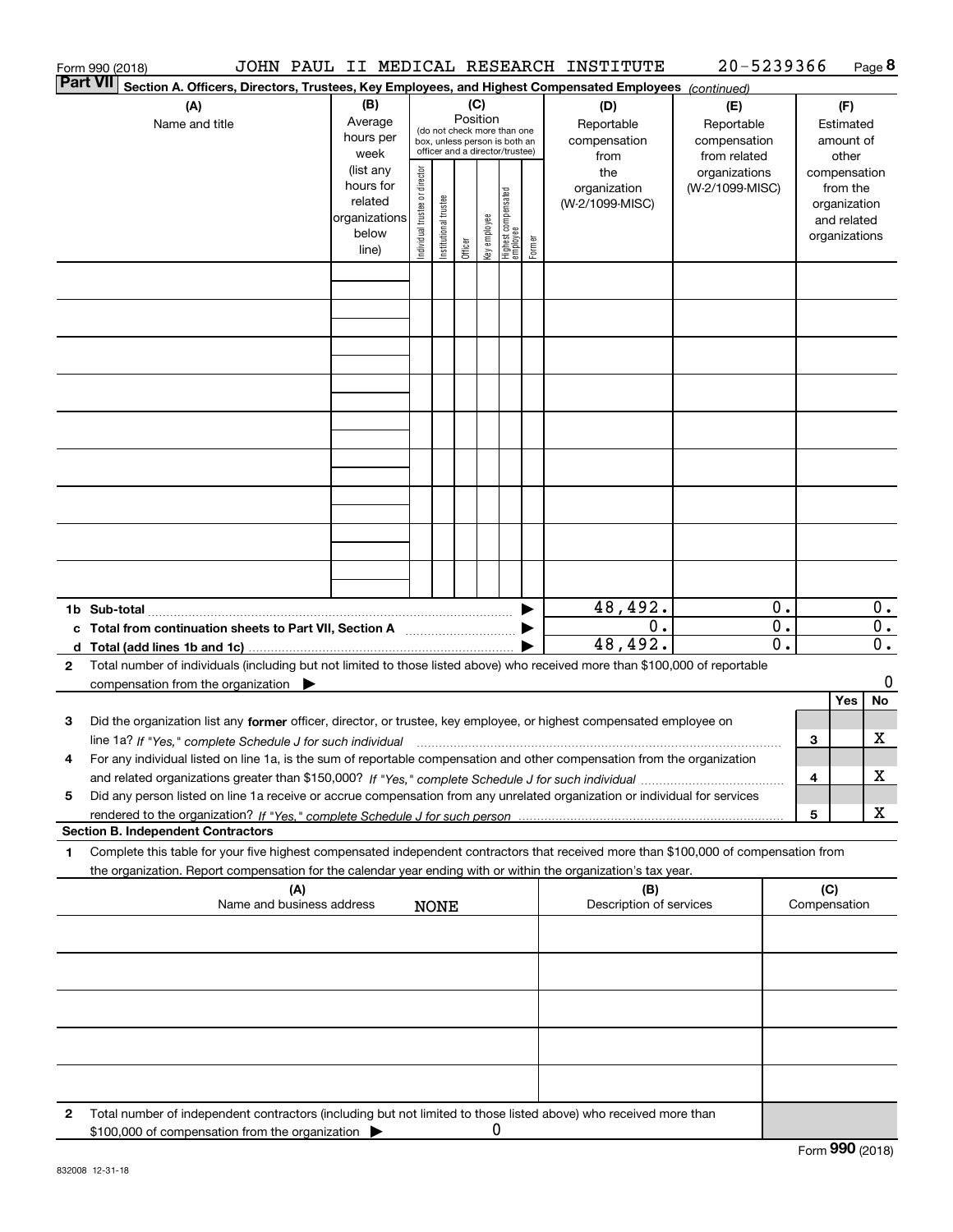Form 990 (2018) JOHN PAUL II MEDICAL RESEARCH INSTITUTE 20-5239366

## Part VII Section A. Officers, Directors, Trustees, Key Employees, and Highest Compensated Employees *(continued)*

| (A) Name and title | (B) Average hours per week (list any hours for related organizations below line) | (C) Position: Individual trustee or director | Institutional trustee | Officer | Key employee | Highest compensated employee | Former | (D) Reportable compensation from the organization (W-2/1099-MISC) | (E) Reportable compensation from related organizations (W-2/1099-MISC) | (F) Estimated amount of other compensation from the organization and related organizations |
|---|---|---|---|---|---|---|---|---|---|---|
| | | | | | | | | | | |
| | | | | | | | | | | |
| | | | | | | | | | | |
| | | | | | | | | | | |
| | | | | | | | | | | |
| | | | | | | | | | | |
| | | | | | | | | | | |
| | | | | | | | | | | |
| | | | | | | | | | | |
| **1b Sub-total** | | | | | | | | 48,492. | 0. | 0. |
| **c Total from continuation sheets to Part VII, Section A** | | | | | | | | 0. | 0. | 0. |
| **d Total (add lines 1b and 1c)** | | | | | | | | 48,492. | 0. | 0. |

**2** Total number of individuals (including but not limited to those listed above) who received more than $100,000 of reportable compensation from the organization ▶ 0

| | | | Yes | No |
|---|---|---|---|---|
| **3** | Did the organization list any **former** officer, director, or trustee, key employee, or highest compensated employee on line 1a? *If "Yes," complete Schedule J for such individual* | 3 | | X |
| **4** | For any individual listed on line 1a, is the sum of reportable compensation and other compensation from the organization and related organizations greater than $150,000? *If "Yes," complete Schedule J for such individual* | 4 | | X |
| **5** | Did any person listed on line 1a receive or accrue compensation from any unrelated organization or individual for services rendered to the organization? *If "Yes," complete Schedule J for such person* | 5 | | X |

### Section B. Independent Contractors

**1** Complete this table for your five highest compensated independent contractors that received more than $100,000 of compensation from the organization. Report compensation for the calendar year ending with or within the organization's tax year.

| (A) Name and business address | (B) Description of services | (C) Compensation |
|---|---|---|
| NONE | | |
| | | |
| | | |
| | | |
| | | |

**2** Total number of independent contractors (including but not limited to those listed above) who received more than $100,000 of compensation from the organization ▶ 0

Form **990** (2018)

832008 12-31-18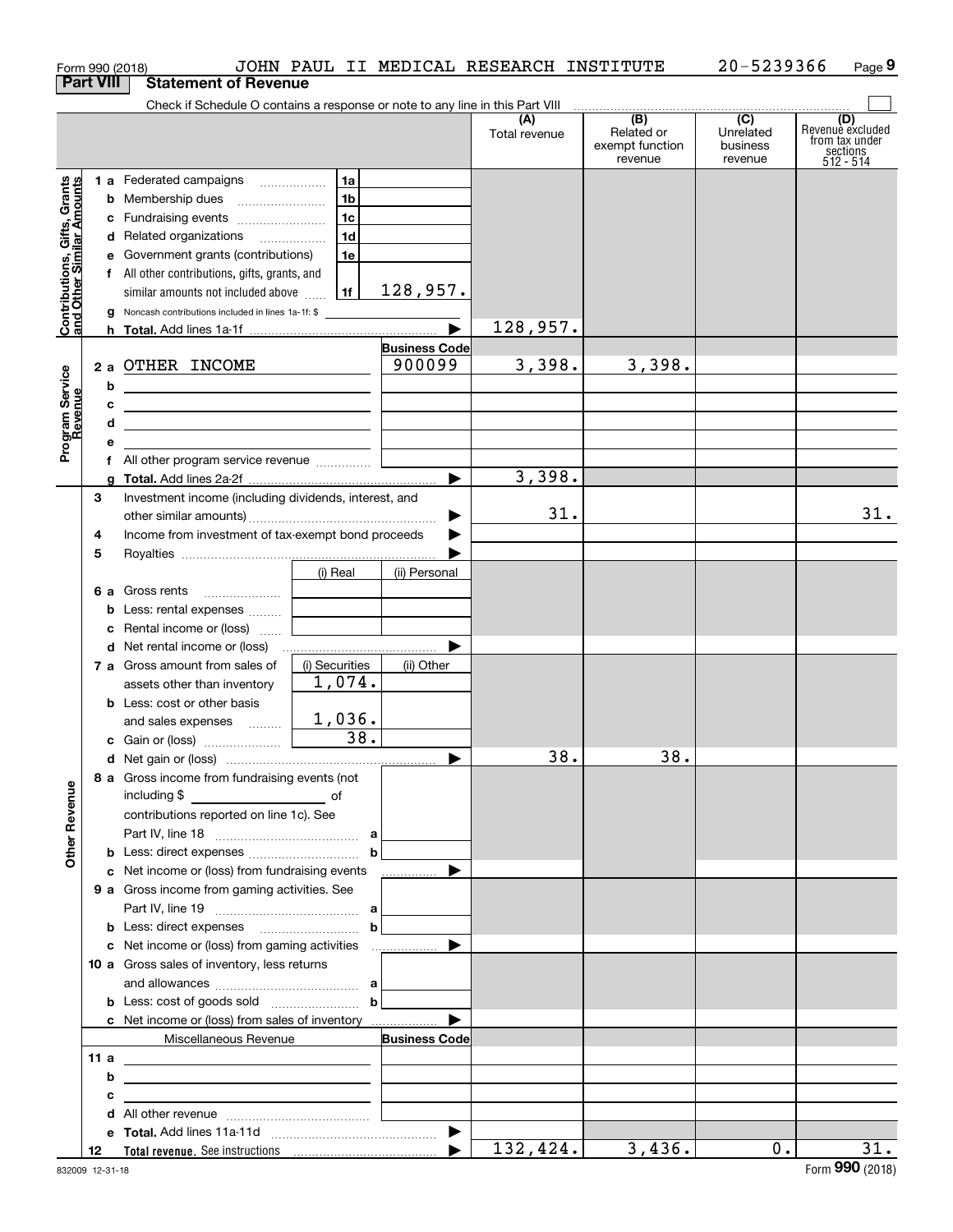Form 990 (2018) JOHN PAUL II MEDICAL RESEARCH INSTITUTE 20-5239366 Page 9

## Part VIII Statement of Revenue

Check if Schedule O contains a response or note to any line in this Part VIII

| | | | | (A) Total revenue | (B) Related or exempt function revenue | (C) Unrelated business revenue | (D) Revenue excluded from tax under sections 512 - 514 |
|---|---|---|---|---|---|---|---|
| **Contributions, Gifts, Grants and Other Similar Amounts** | 1 a Federated campaigns | 1a | | | | | |
| | b Membership dues | 1b | | | | | |
| | c Fundraising events | 1c | | | | | |
| | d Related organizations | 1d | | | | | |
| | e Government grants (contributions) | 1e | | | | | |
| | f All other contributions, gifts, grants, and similar amounts not included above | 1f | 128,957. | | | | |
| | g Noncash contributions included in lines 1a-1f: $ | | | | | | |
| | h **Total.** Add lines 1a-1f | | | 128,957. | | | |
| **Program Service Revenue** | | | **Business Code** | | | | |
| | 2 a OTHER INCOME | | 900099 | 3,398. | 3,398. | | |
| | b | | | | | | |
| | c | | | | | | |
| | d | | | | | | |
| | e | | | | | | |
| | f All other program service revenue | | | | | | |
| | g **Total.** Add lines 2a-2f | | | 3,398. | | | |
| **Other Revenue** | 3 Investment income (including dividends, interest, and other similar amounts) | | | 31. | | | 31. |
| | 4 Income from investment of tax-exempt bond proceeds | | | | | | |
| | 5 Royalties | | | | | | |
| | | (i) Real | (ii) Personal | | | | |
| | 6 a Gross rents | | | | | | |
| | b Less: rental expenses | | | | | | |
| | c Rental income or (loss) | | | | | | |
| | d Net rental income or (loss) | | | | | | |
| | | (i) Securities | (ii) Other | | | | |
| | 7 a Gross amount from sales of assets other than inventory | 1,074. | | | | | |
| | b Less: cost or other basis and sales expenses | 1,036. | | | | | |
| | c Gain or (loss) | 38. | | | | | |
| | d Net gain or (loss) | | | 38. | 38. | | |
| | 8 a Gross income from fundraising events (not including $ of contributions reported on line 1c). See Part IV, line 18 | a | | | | | |
| | b Less: direct expenses | b | | | | | |
| | c Net income or (loss) from fundraising events | | | | | | |
| | 9 a Gross income from gaming activities. See Part IV, line 19 | a | | | | | |
| | b Less: direct expenses | b | | | | | |
| | c Net income or (loss) from gaming activities | | | | | | |
| | 10 a Gross sales of inventory, less returns and allowances | a | | | | | |
| | b Less: cost of goods sold | b | | | | | |
| | c Net income or (loss) from sales of inventory | | | | | | |
| | Miscellaneous Revenue | | **Business Code** | | | | |
| | 11 a | | | | | | |
| | b | | | | | | |
| | c | | | | | | |
| | d All other revenue | | | | | | |
| | e **Total.** Add lines 11a-11d | | | | | | |
| | 12 **Total revenue.** See instructions | | | 132,424. | 3,436. | 0. | 31. |

832009 12-31-18 Form **990** (2018)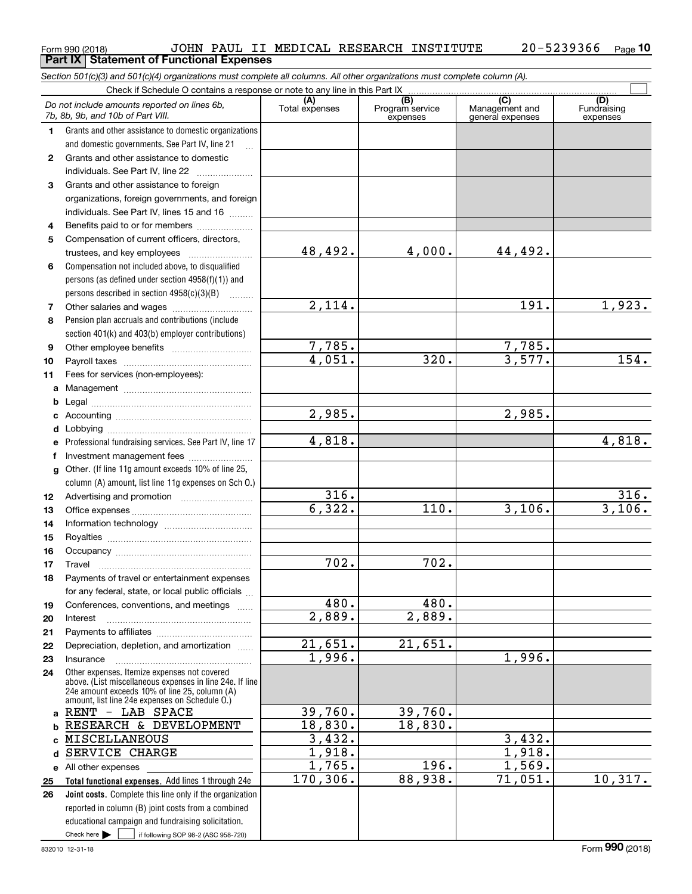Form 990 (2018) JOHN PAUL II MEDICAL RESEARCH INSTITUTE 20-5239366

## Part IX Statement of Functional Expenses

*Section 501(c)(3) and 501(c)(4) organizations must complete all columns. All other organizations must complete column (A).*

Check if Schedule O contains a response or note to any line in this Part IX

| | *Do not include amounts reported on lines 6b, 7b, 8b, 9b, and 10b of Part VIII.* | (A) Total expenses | (B) Program service expenses | (C) Management and general expenses | (D) Fundraising expenses |
|---|---|---|---|---|---|
| 1 | Grants and other assistance to domestic organizations and domestic governments. See Part IV, line 21 | | | | |
| 2 | Grants and other assistance to domestic individuals. See Part IV, line 22 | | | | |
| 3 | Grants and other assistance to foreign organizations, foreign governments, and foreign individuals. See Part IV, lines 15 and 16 | | | | |
| 4 | Benefits paid to or for members | | | | |
| 5 | Compensation of current officers, directors, trustees, and key employees | 48,492. | 4,000. | 44,492. | |
| 6 | Compensation not included above, to disqualified persons (as defined under section 4958(f)(1)) and persons described in section 4958(c)(3)(B) | | | | |
| 7 | Other salaries and wages | 2,114. | | 191. | 1,923. |
| 8 | Pension plan accruals and contributions (include section 401(k) and 403(b) employer contributions) | | | | |
| 9 | Other employee benefits | 7,785. | | 7,785. | |
| 10 | Payroll taxes | 4,051. | 320. | 3,577. | 154. |
| 11 | Fees for services (non-employees): | | | | |
| a | Management | | | | |
| b | Legal | | | | |
| c | Accounting | 2,985. | | 2,985. | |
| d | Lobbying | | | | |
| e | Professional fundraising services. See Part IV, line 17 | 4,818. | | | 4,818. |
| f | Investment management fees | | | | |
| g | Other. (If line 11g amount exceeds 10% of line 25, column (A) amount, list line 11g expenses on Sch O.) | | | | |
| 12 | Advertising and promotion | 316. | | | 316. |
| 13 | Office expenses | 6,322. | 110. | 3,106. | 3,106. |
| 14 | Information technology | | | | |
| 15 | Royalties | | | | |
| 16 | Occupancy | | | | |
| 17 | Travel | 702. | 702. | | |
| 18 | Payments of travel or entertainment expenses for any federal, state, or local public officials | | | | |
| 19 | Conferences, conventions, and meetings | 480. | 480. | | |
| 20 | Interest | 2,889. | 2,889. | | |
| 21 | Payments to affiliates | | | | |
| 22 | Depreciation, depletion, and amortization | 21,651. | 21,651. | | |
| 23 | Insurance | 1,996. | | 1,996. | |
| 24 | Other expenses. Itemize expenses not covered above. (List miscellaneous expenses in line 24e. If line 24e amount exceeds 10% of line 25, column (A) amount, list line 24e expenses on Schedule O.) | | | | |
| a | RENT - LAB SPACE | 39,760. | 39,760. | | |
| b | RESEARCH & DEVELOPMENT | 18,830. | 18,830. | | |
| c | MISCELLANEOUS | 3,432. | | 3,432. | |
| d | SERVICE CHARGE | 1,918. | | 1,918. | |
| e | All other expenses | 1,765. | 196. | 1,569. | |
| 25 | **Total functional expenses.** Add lines 1 through 24e | 170,306. | 88,938. | 71,051. | 10,317. |
| 26 | **Joint costs.** Complete this line only if the organization reported in column (B) joint costs from a combined educational campaign and fundraising solicitation. Check here ☐ if following SOP 98-2 (ASC 958-720) | | | | |

832010 12-31-18 Form **990** (2018)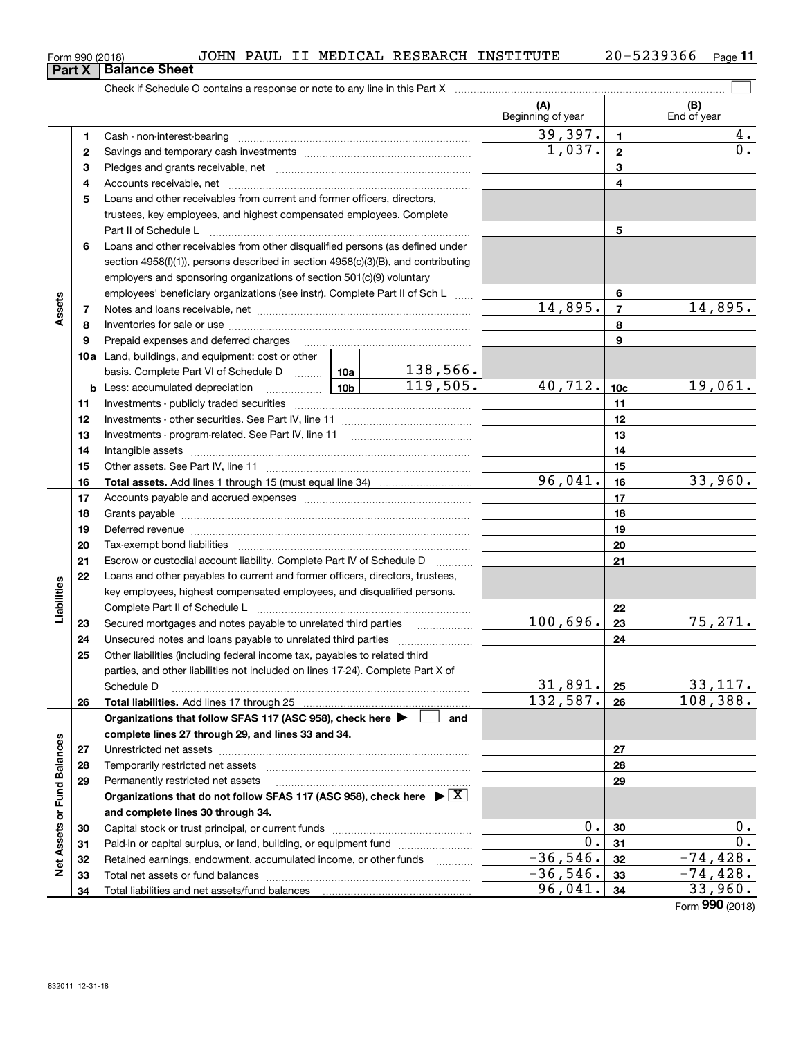Form 990 (2018) JOHN PAUL II MEDICAL RESEARCH INSTITUTE 20-5239366

## Part X Balance Sheet

Check if Schedule O contains a response or note to any line in this Part X

| | | | | (A) Beginning of year | | (B) End of year |
|---|---|---|---|---|---|---|
| **Assets** | 1 | Cash - non-interest-bearing | | 39,397. | 1 | 4. |
| | 2 | Savings and temporary cash investments | | 1,037. | 2 | 0. |
| | 3 | Pledges and grants receivable, net | | | 3 | |
| | 4 | Accounts receivable, net | | | 4 | |
| | 5 | Loans and other receivables from current and former officers, directors, trustees, key employees, and highest compensated employees. Complete Part II of Schedule L | | | 5 | |
| | 6 | Loans and other receivables from other disqualified persons (as defined under section 4958(f)(1)), persons described in section 4958(c)(3)(B), and contributing employers and sponsoring organizations of section 501(c)(9) voluntary employees' beneficiary organizations (see instr). Complete Part II of Sch L | | | 6 | |
| | 7 | Notes and loans receivable, net | | 14,895. | 7 | 14,895. |
| | 8 | Inventories for sale or use | | | 8 | |
| | 9 | Prepaid expenses and deferred charges | | | 9 | |
| | 10a | Land, buildings, and equipment: cost or other basis. Complete Part VI of Schedule D | 10a 138,566. | | | |
| | b | Less: accumulated depreciation | 10b 119,505. | 40,712. | 10c | 19,061. |
| | 11 | Investments - publicly traded securities | | | 11 | |
| | 12 | Investments - other securities. See Part IV, line 11 | | | 12 | |
| | 13 | Investments - program-related. See Part IV, line 11 | | | 13 | |
| | 14 | Intangible assets | | | 14 | |
| | 15 | Other assets. See Part IV, line 11 | | | 15 | |
| | 16 | **Total assets.** Add lines 1 through 15 (must equal line 34) | | 96,041. | 16 | 33,960. |
| **Liabilities** | 17 | Accounts payable and accrued expenses | | | 17 | |
| | 18 | Grants payable | | | 18 | |
| | 19 | Deferred revenue | | | 19 | |
| | 20 | Tax-exempt bond liabilities | | | 20 | |
| | 21 | Escrow or custodial account liability. Complete Part IV of Schedule D | | | 21 | |
| | 22 | Loans and other payables to current and former officers, directors, trustees, key employees, highest compensated employees, and disqualified persons. Complete Part II of Schedule L | | | 22 | |
| | 23 | Secured mortgages and notes payable to unrelated third parties | | 100,696. | 23 | 75,271. |
| | 24 | Unsecured notes and loans payable to unrelated third parties | | | 24 | |
| | 25 | Other liabilities (including federal income tax, payables to related third parties, and other liabilities not included on lines 17-24). Complete Part X of Schedule D | | 31,891. | 25 | 33,117. |
| | 26 | **Total liabilities.** Add lines 17 through 25 | | 132,587. | 26 | 108,388. |
| **Net Assets or Fund Balances** | | **Organizations that follow SFAS 117 (ASC 958), check here ☐ and complete lines 27 through 29, and lines 33 and 34.** | | | | |
| | 27 | Unrestricted net assets | | | 27 | |
| | 28 | Temporarily restricted net assets | | | 28 | |
| | 29 | Permanently restricted net assets | | | 29 | |
| | | **Organizations that do not follow SFAS 117 (ASC 958), check here ☒ and complete lines 30 through 34.** | | | | |
| | 30 | Capital stock or trust principal, or current funds | | 0. | 30 | 0. |
| | 31 | Paid-in or capital surplus, or land, building, or equipment fund | | 0. | 31 | 0. |
| | 32 | Retained earnings, endowment, accumulated income, or other funds | | -36,546. | 32 | -74,428. |
| | 33 | Total net assets or fund balances | | -36,546. | 33 | -74,428. |
| | 34 | Total liabilities and net assets/fund balances | | 96,041. | 34 | 33,960. |

Form **990** (2018)

832011 12-31-18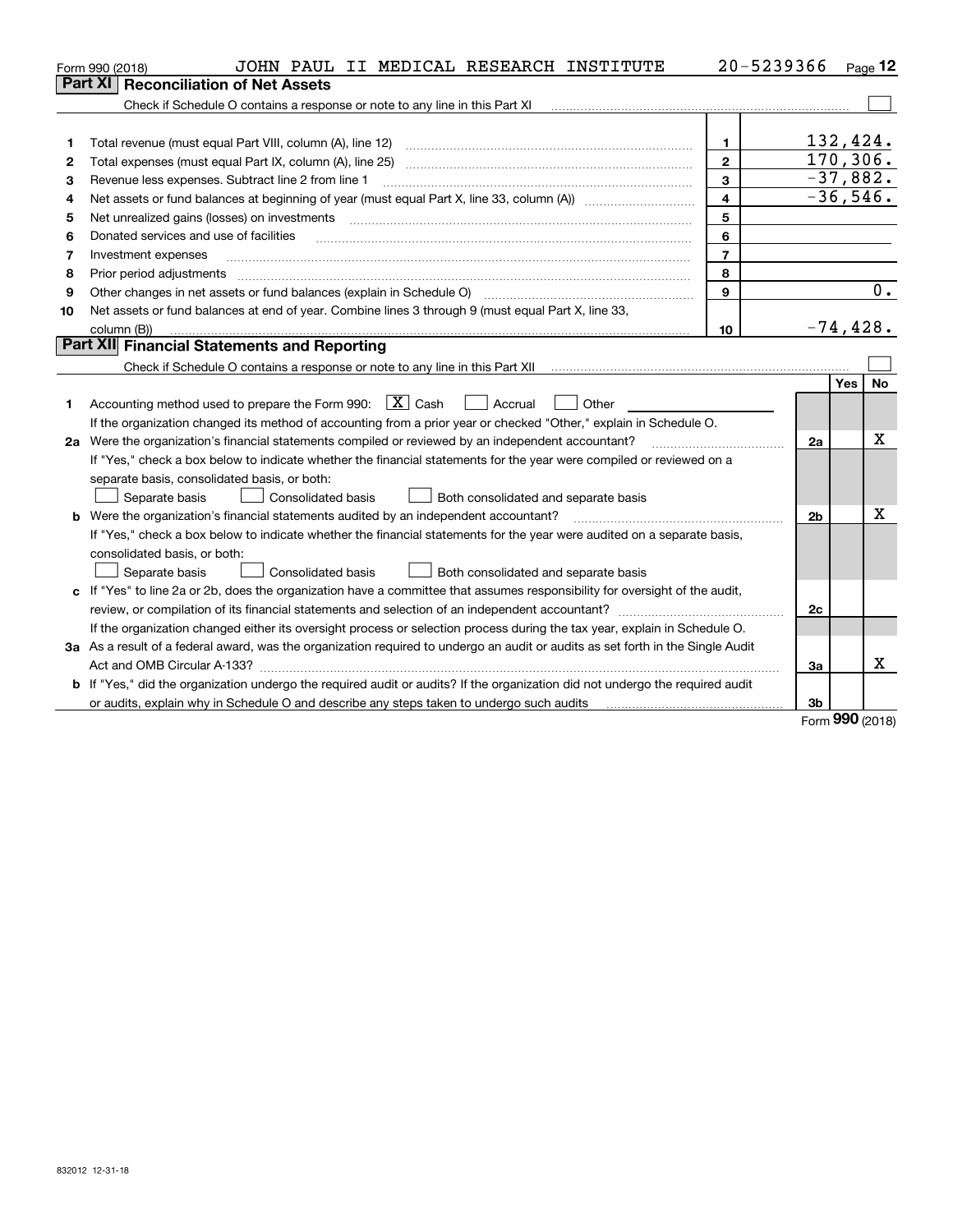Form 990 (2018) JOHN PAUL II MEDICAL RESEARCH INSTITUTE 20-5239366 Page 12

## Part XI Reconciliation of Net Assets

Check if Schedule O contains a response or note to any line in this Part XI

| | | | |
|---|---|---|---|
| 1 | Total revenue (must equal Part VIII, column (A), line 12) | 1 | 132,424. |
| 2 | Total expenses (must equal Part IX, column (A), line 25) | 2 | 170,306. |
| 3 | Revenue less expenses. Subtract line 2 from line 1 | 3 | -37,882. |
| 4 | Net assets or fund balances at beginning of year (must equal Part X, line 33, column (A)) | 4 | -36,546. |
| 5 | Net unrealized gains (losses) on investments | 5 | |
| 6 | Donated services and use of facilities | 6 | |
| 7 | Investment expenses | 7 | |
| 8 | Prior period adjustments | 8 | |
| 9 | Other changes in net assets or fund balances (explain in Schedule O) | 9 | 0. |
| 10 | Net assets or fund balances at end of year. Combine lines 3 through 9 (must equal Part X, line 33, column (B)) | 10 | -74,428. |

## Part XII Financial Statements and Reporting

Check if Schedule O contains a response or note to any line in this Part XII

| | | | Yes | No |
|---|---|---|---|---|
| 1 | Accounting method used to prepare the Form 990: [X] Cash [ ] Accrual [ ] Other<br>If the organization changed its method of accounting from a prior year or checked "Other," explain in Schedule O. | | | |
| 2a | Were the organization's financial statements compiled or reviewed by an independent accountant?<br>If "Yes," check a box below to indicate whether the financial statements for the year were compiled or reviewed on a separate basis, consolidated basis, or both:<br>[ ] Separate basis [ ] Consolidated basis [ ] Both consolidated and separate basis | 2a | | X |
| b | Were the organization's financial statements audited by an independent accountant?<br>If "Yes," check a box below to indicate whether the financial statements for the year were audited on a separate basis, consolidated basis, or both:<br>[ ] Separate basis [ ] Consolidated basis [ ] Both consolidated and separate basis | 2b | | X |
| c | If "Yes" to line 2a or 2b, does the organization have a committee that assumes responsibility for oversight of the audit, review, or compilation of its financial statements and selection of an independent accountant?<br>If the organization changed either its oversight process or selection process during the tax year, explain in Schedule O. | 2c | | |
| 3a | As a result of a federal award, was the organization required to undergo an audit or audits as set forth in the Single Audit Act and OMB Circular A-133? | 3a | | X |
| b | If "Yes," did the organization undergo the required audit or audits? If the organization did not undergo the required audit or audits, explain why in Schedule O and describe any steps taken to undergo such audits | 3b | | |

Form 990 (2018)

832012 12-31-18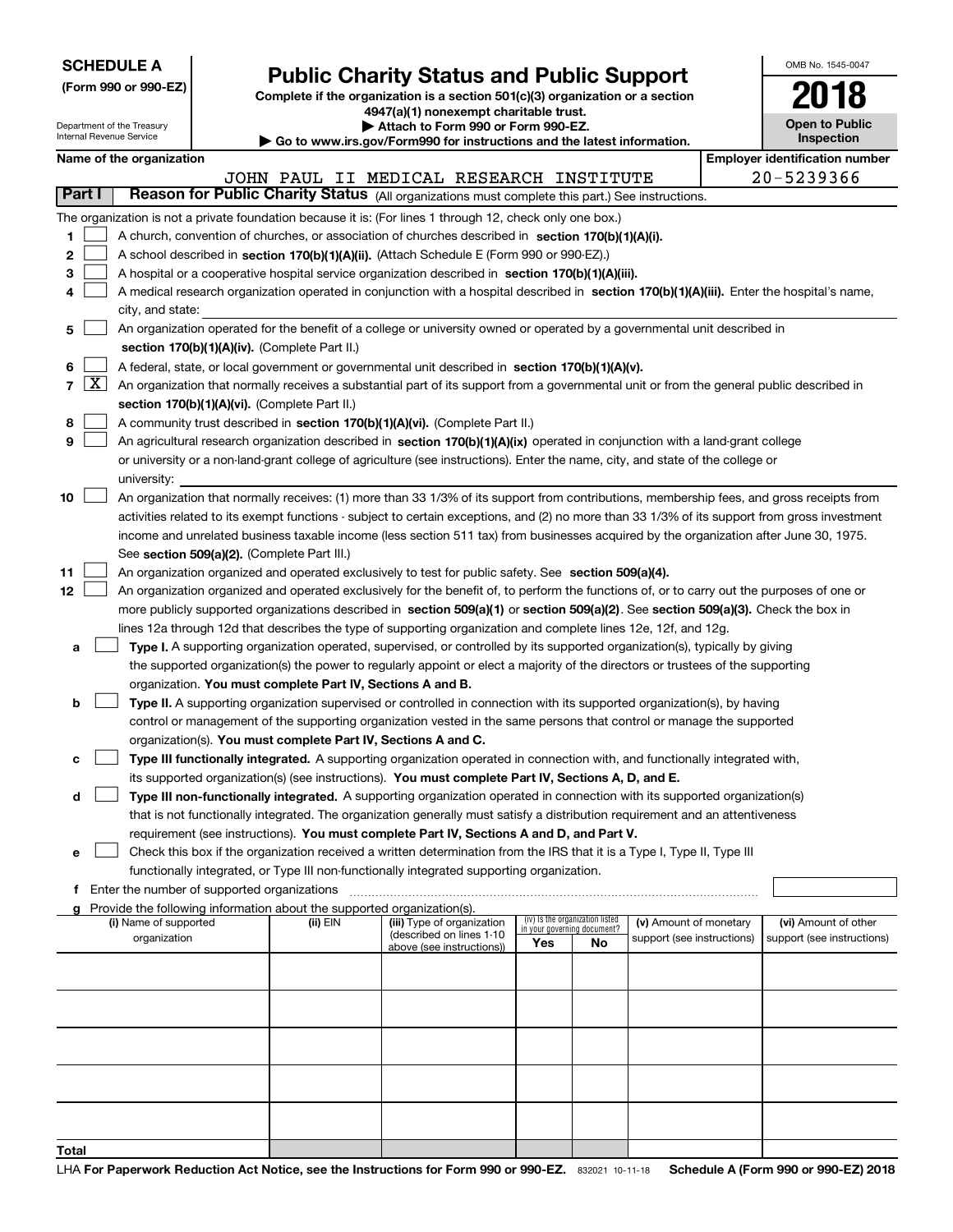**SCHEDULE A**
**(Form 990 or 990-EZ)**

Department of the Treasury
Internal Revenue Service

# Public Charity Status and Public Support

**Complete if the organization is a section 501(c)(3) organization or a section 4947(a)(1) nonexempt charitable trust.**
**▶ Attach to Form 990 or Form 990-EZ.**
**▶ Go to www.irs.gov/Form990 for instructions and the latest information.**

OMB No. 1545-0047

**2018**

**Open to Public Inspection**

**Name of the organization**
JOHN PAUL II MEDICAL RESEARCH INSTITUTE

**Employer identification number**
20-5239366

**Part I — Reason for Public Charity Status** (All organizations must complete this part.) See instructions.

The organization is not a private foundation because it is: (For lines 1 through 12, check only one box.)

1 ☐ A church, convention of churches, or association of churches described in **section 170(b)(1)(A)(i).**
2 ☐ A school described in **section 170(b)(1)(A)(ii).** (Attach Schedule E (Form 990 or 990-EZ).)
3 ☐ A hospital or a cooperative hospital service organization described in **section 170(b)(1)(A)(iii).**
4 ☐ A medical research organization operated in conjunction with a hospital described in **section 170(b)(1)(A)(iii).** Enter the hospital's name, city, and state:
5 ☐ An organization operated for the benefit of a college or university owned or operated by a governmental unit described in **section 170(b)(1)(A)(iv).** (Complete Part II.)
6 ☐ A federal, state, or local government or governmental unit described in **section 170(b)(1)(A)(v).**
7 ☒ An organization that normally receives a substantial part of its support from a governmental unit or from the general public described in **section 170(b)(1)(A)(vi).** (Complete Part II.)
8 ☐ A community trust described in **section 170(b)(1)(A)(vi).** (Complete Part II.)
9 ☐ An agricultural research organization described in **section 170(b)(1)(A)(ix)** operated in conjunction with a land-grant college or university or a non-land-grant college of agriculture (see instructions). Enter the name, city, and state of the college or university:
10 ☐ An organization that normally receives: (1) more than 33 1/3% of its support from contributions, membership fees, and gross receipts from activities related to its exempt functions - subject to certain exceptions, and (2) no more than 33 1/3% of its support from gross investment income and unrelated business taxable income (less section 511 tax) from businesses acquired by the organization after June 30, 1975. See **section 509(a)(2).** (Complete Part III.)
11 ☐ An organization organized and operated exclusively to test for public safety. See **section 509(a)(4).**
12 ☐ An organization organized and operated exclusively for the benefit of, to perform the functions of, or to carry out the purposes of one or more publicly supported organizations described in **section 509(a)(1)** or **section 509(a)(2).** See **section 509(a)(3).** Check the box in lines 12a through 12d that describes the type of supporting organization and complete lines 12e, 12f, and 12g.

a ☐ **Type I.** A supporting organization operated, supervised, or controlled by its supported organization(s), typically by giving the supported organization(s) the power to regularly appoint or elect a majority of the directors or trustees of the supporting organization. **You must complete Part IV, Sections A and B.**

b ☐ **Type II.** A supporting organization supervised or controlled in connection with its supported organization(s), by having control or management of the supporting organization vested in the same persons that control or manage the supported organization(s). **You must complete Part IV, Sections A and C.**

c ☐ **Type III functionally integrated.** A supporting organization operated in connection with, and functionally integrated with, its supported organization(s) (see instructions). **You must complete Part IV, Sections A, D, and E.**

d ☐ **Type III non-functionally integrated.** A supporting organization operated in connection with its supported organization(s) that is not functionally integrated. The organization generally must satisfy a distribution requirement and an attentiveness requirement (see instructions). **You must complete Part IV, Sections A and D, and Part V.**

e ☐ Check this box if the organization received a written determination from the IRS that it is a Type I, Type II, Type III functionally integrated, or Type III non-functionally integrated supporting organization.

f Enter the number of supported organizations

g Provide the following information about the supported organization(s).

| (i) Name of supported organization | (ii) EIN | (iii) Type of organization (described on lines 1-10 above (see instructions)) | (iv) Is the organization listed in your governing document? Yes | No | (v) Amount of monetary support (see instructions) | (vi) Amount of other support (see instructions) |
|---|---|---|---|---|---|---|
| | | | | | | |
| | | | | | | |
| | | | | | | |
| | | | | | | |
| | | | | | | |
| **Total** | | | | | | |

LHA **For Paperwork Reduction Act Notice, see the Instructions for Form 990 or 990-EZ.** 832021 10-11-18 **Schedule A (Form 990 or 990-EZ) 2018**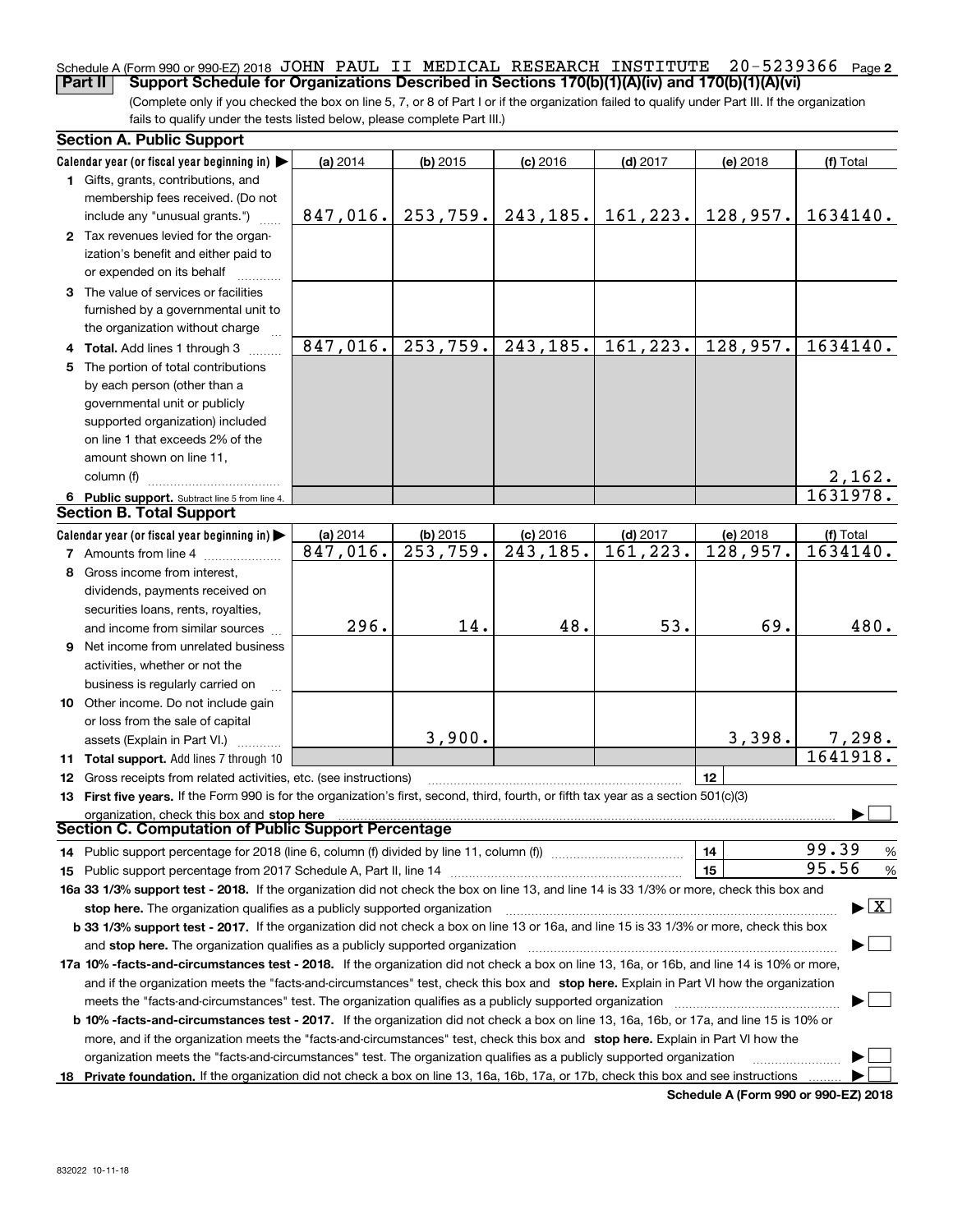Schedule A (Form 990 or 990-EZ) 2018 JOHN PAUL II MEDICAL RESEARCH INSTITUTE 20-5239366 Page **2**

**Part II** **Support Schedule for Organizations Described in Sections 170(b)(1)(A)(iv) and 170(b)(1)(A)(vi)**

(Complete only if you checked the box on line 5, 7, or 8 of Part I or if the organization failed to qualify under Part III. If the organization fails to qualify under the tests listed below, please complete Part III.)

## Section A. Public Support

| Calendar year (or fiscal year beginning in) ▶ | (a) 2014 | (b) 2015 | (c) 2016 | (d) 2017 | (e) 2018 | (f) Total |
|---|---|---|---|---|---|---|
| **1** Gifts, grants, contributions, and membership fees received. (Do not include any "unusual grants.") | 847,016. | 253,759. | 243,185. | 161,223. | 128,957. | 1634140. |
| **2** Tax revenues levied for the organization's benefit and either paid to or expended on its behalf | | | | | | |
| **3** The value of services or facilities furnished by a governmental unit to the organization without charge | | | | | | |
| **4** **Total.** Add lines 1 through 3 | 847,016. | 253,759. | 243,185. | 161,223. | 128,957. | 1634140. |
| **5** The portion of total contributions by each person (other than a governmental unit or publicly supported organization) included on line 1 that exceeds 2% of the amount shown on line 11, column (f) | | | | | | 2,162. |
| **6** **Public support.** Subtract line 5 from line 4. | | | | | | 1631978. |

## Section B. Total Support

| Calendar year (or fiscal year beginning in) ▶ | (a) 2014 | (b) 2015 | (c) 2016 | (d) 2017 | (e) 2018 | (f) Total |
|---|---|---|---|---|---|---|
| **7** Amounts from line 4 | 847,016. | 253,759. | 243,185. | 161,223. | 128,957. | 1634140. |
| **8** Gross income from interest, dividends, payments received on securities loans, rents, royalties, and income from similar sources | 296. | 14. | 48. | 53. | 69. | 480. |
| **9** Net income from unrelated business activities, whether or not the business is regularly carried on | | | | | | |
| **10** Other income. Do not include gain or loss from the sale of capital assets (Explain in Part VI.) | | 3,900. | | | 3,398. | 7,298. |
| **11** **Total support.** Add lines 7 through 10 | | | | | | 1641918. |

**12** Gross receipts from related activities, etc. (see instructions) | **12** |

**13** **First five years.** If the Form 990 is for the organization's first, second, third, fourth, or fifth tax year as a section 501(c)(3) organization, check this box and **stop here** ▶ ☐

## Section C. Computation of Public Support Percentage

**14** Public support percentage for 2018 (line 6, column (f) divided by line 11, column (f)) | **14** | 99.39 %

**15** Public support percentage from 2017 Schedule A, Part II, line 14 | **15** | 95.56 %

**16a 33 1/3% support test - 2018.** If the organization did not check the box on line 13, and line 14 is 33 1/3% or more, check this box and **stop here.** The organization qualifies as a publicly supported organization ▶ ☒

**b 33 1/3% support test - 2017.** If the organization did not check a box on line 13 or 16a, and line 15 is 33 1/3% or more, check this box and **stop here.** The organization qualifies as a publicly supported organization ▶ ☐

**17a 10% -facts-and-circumstances test - 2018.** If the organization did not check a box on line 13, 16a, or 16b, and line 14 is 10% or more, and if the organization meets the "facts-and-circumstances" test, check this box and **stop here.** Explain in Part VI how the organization meets the "facts-and-circumstances" test. The organization qualifies as a publicly supported organization ▶ ☐

**b 10% -facts-and-circumstances test - 2017.** If the organization did not check a box on line 13, 16a, 16b, or 17a, and line 15 is 10% or more, and if the organization meets the "facts-and-circumstances" test, check this box and **stop here.** Explain in Part VI how the organization meets the "facts-and-circumstances" test. The organization qualifies as a publicly supported organization ▶ ☐

**18** **Private foundation.** If the organization did not check a box on line 13, 16a, 16b, 17a, or 17b, check this box and see instructions ▶ ☐

**Schedule A (Form 990 or 990-EZ) 2018**

832022 10-11-18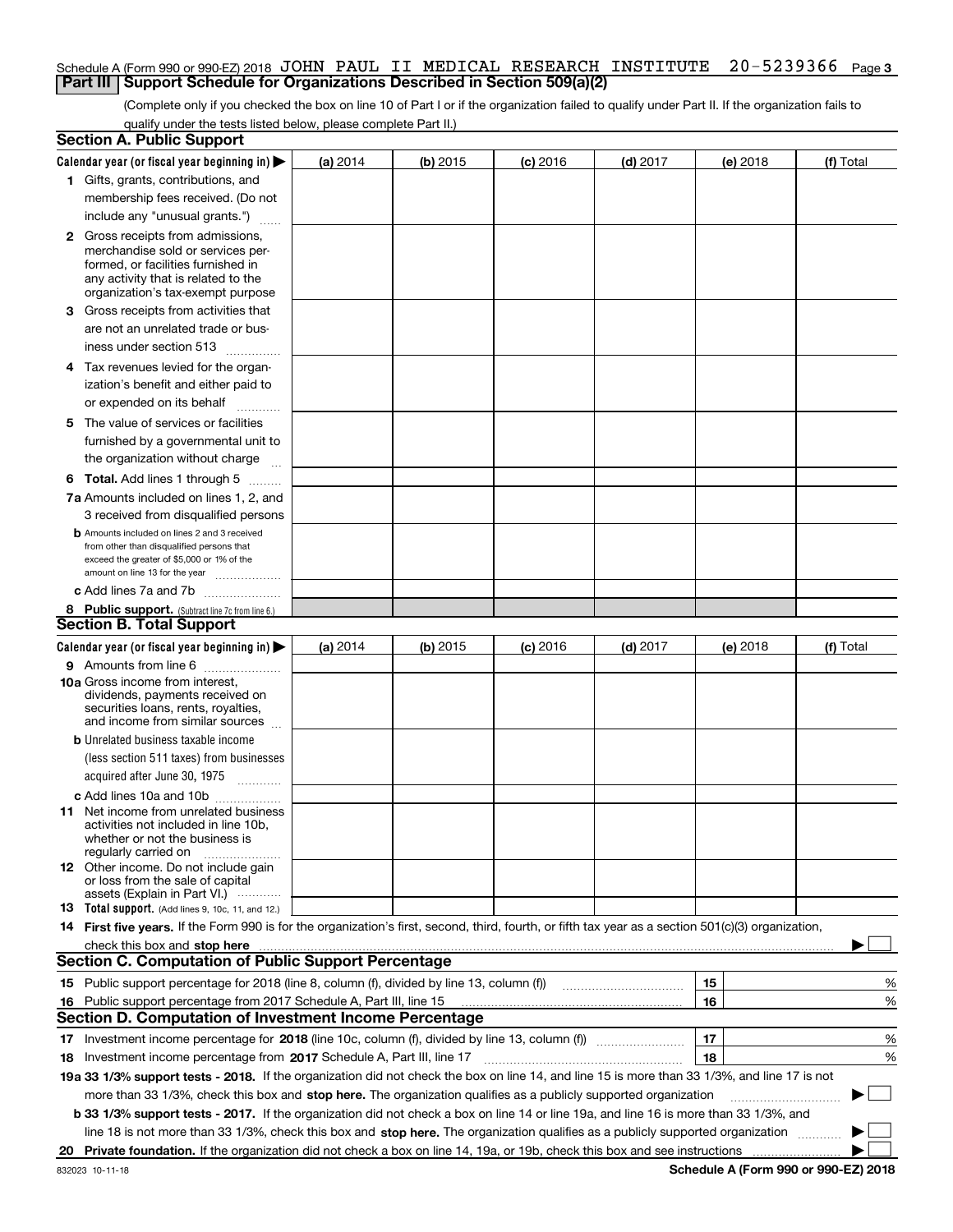Schedule A (Form 990 or 990-EZ) 2018 JOHN PAUL II MEDICAL RESEARCH INSTITUTE 20-5239366 Page 3

## Part III Support Schedule for Organizations Described in Section 509(a)(2)

(Complete only if you checked the box on line 10 of Part I or if the organization failed to qualify under Part II. If the organization fails to qualify under the tests listed below, please complete Part II.)

### Section A. Public Support

| Calendar year (or fiscal year beginning in) ▶ | (a) 2014 | (b) 2015 | (c) 2016 | (d) 2017 | (e) 2018 | (f) Total |
|---|---|---|---|---|---|---|
| 1 Gifts, grants, contributions, and membership fees received. (Do not include any "unusual grants.") | | | | | | |
| 2 Gross receipts from admissions, merchandise sold or services performed, or facilities furnished in any activity that is related to the organization's tax-exempt purpose | | | | | | |
| 3 Gross receipts from activities that are not an unrelated trade or business under section 513 | | | | | | |
| 4 Tax revenues levied for the organization's benefit and either paid to or expended on its behalf | | | | | | |
| 5 The value of services or facilities furnished by a governmental unit to the organization without charge | | | | | | |
| 6 Total. Add lines 1 through 5 | | | | | | |
| 7a Amounts included on lines 1, 2, and 3 received from disqualified persons | | | | | | |
| b Amounts included on lines 2 and 3 received from other than disqualified persons that exceed the greater of $5,000 or 1% of the amount on line 13 for the year | | | | | | |
| c Add lines 7a and 7b | | | | | | |
| 8 Public support. (Subtract line 7c from line 6.) | | | | | | |

### Section B. Total Support

| Calendar year (or fiscal year beginning in) ▶ | (a) 2014 | (b) 2015 | (c) 2016 | (d) 2017 | (e) 2018 | (f) Total |
|---|---|---|---|---|---|---|
| 9 Amounts from line 6 | | | | | | |
| 10a Gross income from interest, dividends, payments received on securities loans, rents, royalties, and income from similar sources | | | | | | |
| b Unrelated business taxable income (less section 511 taxes) from businesses acquired after June 30, 1975 | | | | | | |
| c Add lines 10a and 10b | | | | | | |
| 11 Net income from unrelated business activities not included in line 10b, whether or not the business is regularly carried on | | | | | | |
| 12 Other income. Do not include gain or loss from the sale of capital assets (Explain in Part VI.) | | | | | | |
| 13 Total support. (Add lines 9, 10c, 11, and 12.) | | | | | | |

14 **First five years.** If the Form 990 is for the organization's first, second, third, fourth, or fifth tax year as a section 501(c)(3) organization, check this box and **stop here** ▶ ☐

### Section C. Computation of Public Support Percentage

| | | | |
|---|---|---|---|
| 15 | Public support percentage for 2018 (line 8, column (f), divided by line 13, column (f)) | 15 | % |
| 16 | Public support percentage from 2017 Schedule A, Part III, line 15 | 16 | % |

### Section D. Computation of Investment Income Percentage

| | | | |
|---|---|---|---|
| 17 | Investment income percentage for **2018** (line 10c, column (f), divided by line 13, column (f)) | 17 | % |
| 18 | Investment income percentage from **2017** Schedule A, Part III, line 17 | 18 | % |

**19a 33 1/3% support tests - 2018.** If the organization did not check the box on line 14, and line 15 is more than 33 1/3%, and line 17 is not more than 33 1/3%, check this box and **stop here.** The organization qualifies as a publicly supported organization ▶ ☐

**b 33 1/3% support tests - 2017.** If the organization did not check a box on line 14 or line 19a, and line 16 is more than 33 1/3%, and line 18 is not more than 33 1/3%, check this box and **stop here.** The organization qualifies as a publicly supported organization ▶ ☐

**20 Private foundation.** If the organization did not check a box on line 14, 19a, or 19b, check this box and see instructions ▶ ☐

832023 10-11-18 **Schedule A (Form 990 or 990-EZ) 2018**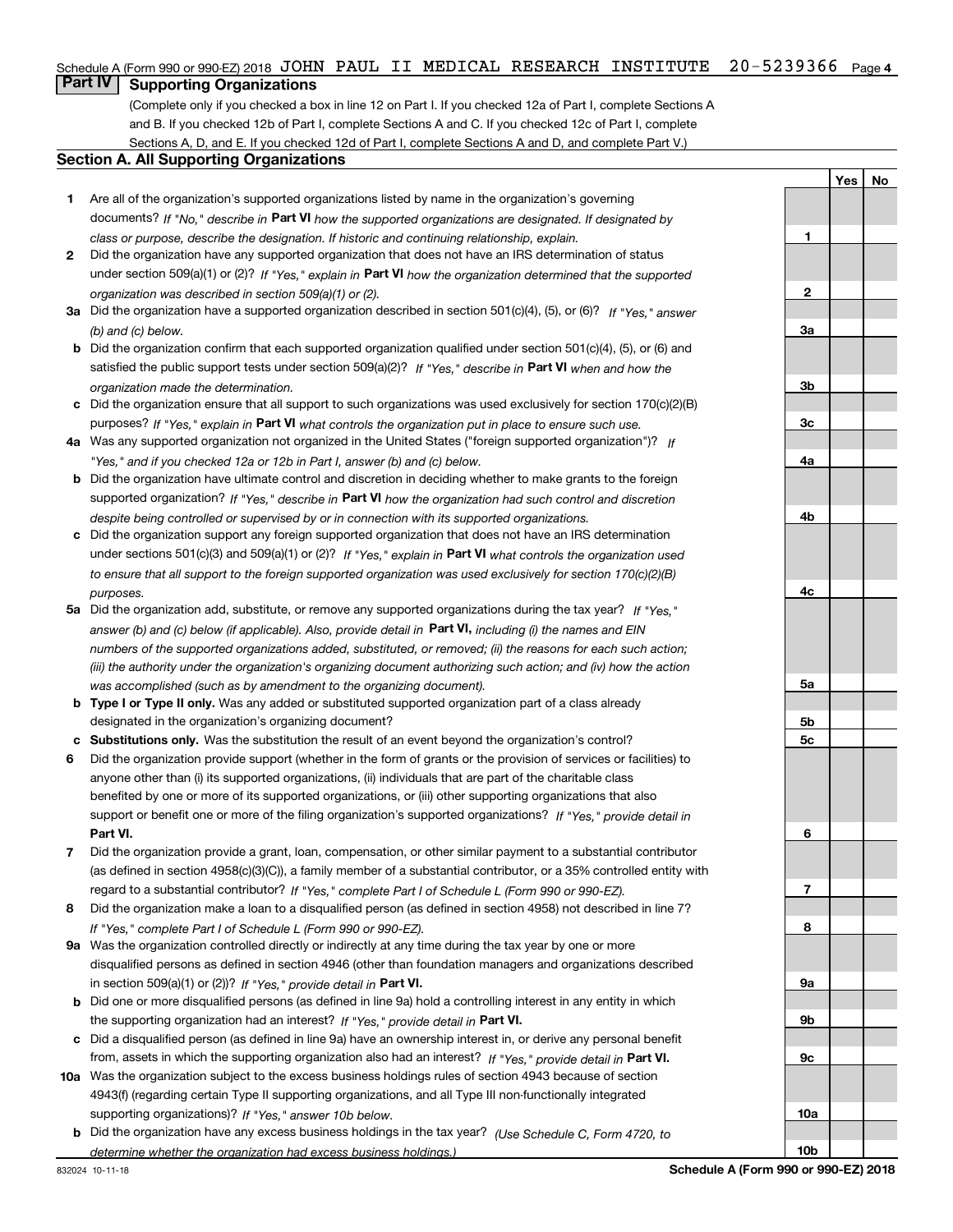Schedule A (Form 990 or 990-EZ) 2018 JOHN PAUL II MEDICAL RESEARCH INSTITUTE 20-5239366 Page 4

## Part IV Supporting Organizations

(Complete only if you checked a box in line 12 on Part I. If you checked 12a of Part I, complete Sections A and B. If you checked 12b of Part I, complete Sections A and C. If you checked 12c of Part I, complete Sections A, D, and E. If you checked 12d of Part I, complete Sections A and D, and complete Part V.)

### Section A. All Supporting Organizations

| | | | Yes | No |
|---|---|---|---|---|
| **1** | Are all of the organization's supported organizations listed by name in the organization's governing documents? *If "No," describe in* **Part VI** *how the supported organizations are designated. If designated by class or purpose, describe the designation. If historic and continuing relationship, explain.* | 1 | | |
| **2** | Did the organization have any supported organization that does not have an IRS determination of status under section 509(a)(1) or (2)? *If "Yes," explain in* **Part VI** *how the organization determined that the supported organization was described in section 509(a)(1) or (2).* | 2 | | |
| **3a** | Did the organization have a supported organization described in section 501(c)(4), (5), or (6)? *If "Yes," answer (b) and (c) below.* | 3a | | |
| **b** | Did the organization confirm that each supported organization qualified under section 501(c)(4), (5), or (6) and satisfied the public support tests under section 509(a)(2)? *If "Yes," describe in* **Part VI** *when and how the organization made the determination.* | 3b | | |
| **c** | Did the organization ensure that all support to such organizations was used exclusively for section 170(c)(2)(B) purposes? *If "Yes," explain in* **Part VI** *what controls the organization put in place to ensure such use.* | 3c | | |
| **4a** | Was any supported organization not organized in the United States ("foreign supported organization")? *If "Yes," and if you checked 12a or 12b in Part I, answer (b) and (c) below.* | 4a | | |
| **b** | Did the organization have ultimate control and discretion in deciding whether to make grants to the foreign supported organization? *If "Yes," describe in* **Part VI** *how the organization had such control and discretion despite being controlled or supervised by or in connection with its supported organizations.* | 4b | | |
| **c** | Did the organization support any foreign supported organization that does not have an IRS determination under sections 501(c)(3) and 509(a)(1) or (2)? *If "Yes," explain in* **Part VI** *what controls the organization used to ensure that all support to the foreign supported organization was used exclusively for section 170(c)(2)(B) purposes.* | 4c | | |
| **5a** | Did the organization add, substitute, or remove any supported organizations during the tax year? *If "Yes," answer (b) and (c) below (if applicable). Also, provide detail in* **Part VI,** *including (i) the names and EIN numbers of the supported organizations added, substituted, or removed; (ii) the reasons for each such action; (iii) the authority under the organization's organizing document authorizing such action; and (iv) how the action was accomplished (such as by amendment to the organizing document).* | 5a | | |
| **b** | **Type I or Type II only.** Was any added or substituted supported organization part of a class already designated in the organization's organizing document? | 5b | | |
| **c** | **Substitutions only.** Was the substitution the result of an event beyond the organization's control? | 5c | | |
| **6** | Did the organization provide support (whether in the form of grants or the provision of services or facilities) to anyone other than (i) its supported organizations, (ii) individuals that are part of the charitable class benefited by one or more of its supported organizations, or (iii) other supporting organizations that also support or benefit one or more of the filing organization's supported organizations? *If "Yes," provide detail in* **Part VI.** | 6 | | |
| **7** | Did the organization provide a grant, loan, compensation, or other similar payment to a substantial contributor (as defined in section 4958(c)(3)(C)), a family member of a substantial contributor, or a 35% controlled entity with regard to a substantial contributor? *If "Yes," complete Part I of Schedule L (Form 990 or 990-EZ).* | 7 | | |
| **8** | Did the organization make a loan to a disqualified person (as defined in section 4958) not described in line 7? *If "Yes," complete Part I of Schedule L (Form 990 or 990-EZ).* | 8 | | |
| **9a** | Was the organization controlled directly or indirectly at any time during the tax year by one or more disqualified persons as defined in section 4946 (other than foundation managers and organizations described in section 509(a)(1) or (2))? *If "Yes," provide detail in* **Part VI.** | 9a | | |
| **b** | Did one or more disqualified persons (as defined in line 9a) hold a controlling interest in any entity in which the supporting organization had an interest? *If "Yes," provide detail in* **Part VI.** | 9b | | |
| **c** | Did a disqualified person (as defined in line 9a) have an ownership interest in, or derive any personal benefit from, assets in which the supporting organization also had an interest? *If "Yes," provide detail in* **Part VI.** | 9c | | |
| **10a** | Was the organization subject to the excess business holdings rules of section 4943 because of section 4943(f) (regarding certain Type II supporting organizations, and all Type III non-functionally integrated supporting organizations)? *If "Yes," answer 10b below.* | 10a | | |
| **b** | Did the organization have any excess business holdings in the tax year? *(Use Schedule C, Form 4720, to determine whether the organization had excess business holdings.)* | 10b | | |

832024 10-11-18 **Schedule A (Form 990 or 990-EZ) 2018**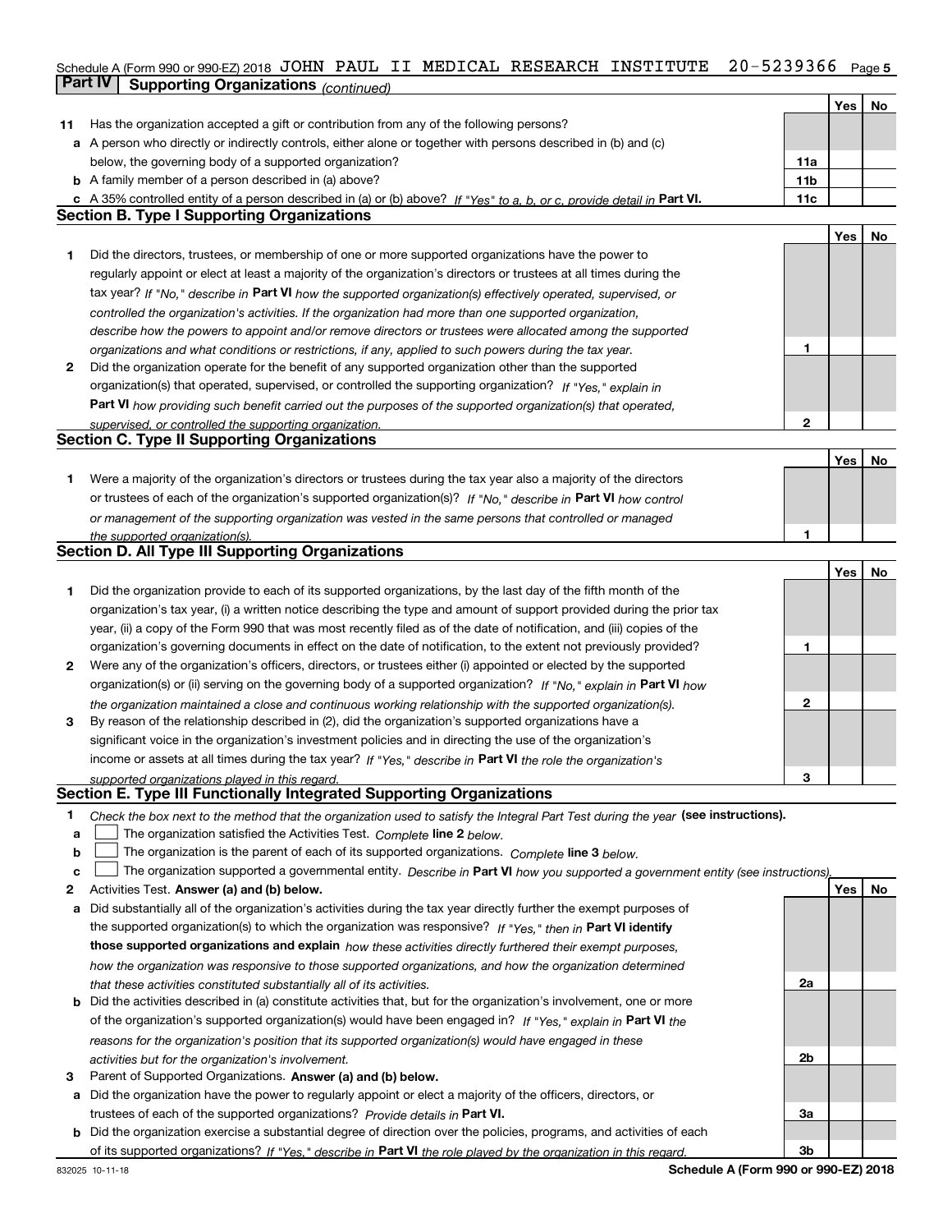Schedule A (Form 990 or 990-EZ) 2018 JOHN PAUL II MEDICAL RESEARCH INSTITUTE 20-5239366 Page 5

**Part IV | Supporting Organizations** *(continued)*

| | | | Yes | No |
|---|---|---|---|---|
| **11** | Has the organization accepted a gift or contribution from any of the following persons? | | | |
| **a** | A person who directly or indirectly controls, either alone or together with persons described in (b) and (c) below, the governing body of a supported organization? | **11a** | | |
| **b** | A family member of a person described in (a) above? | **11b** | | |
| **c** | A 35% controlled entity of a person described in (a) or (b) above? *If "Yes" to a, b, or c, provide detail in* **Part VI.** | **11c** | | |

**Section B. Type I Supporting Organizations**

| | | | Yes | No |
|---|---|---|---|---|
| **1** | Did the directors, trustees, or membership of one or more supported organizations have the power to regularly appoint or elect at least a majority of the organization's directors or trustees at all times during the tax year? *If "No," describe in* **Part VI** *how the supported organization(s) effectively operated, supervised, or controlled the organization's activities. If the organization had more than one supported organization, describe how the powers to appoint and/or remove directors or trustees were allocated among the supported organizations and what conditions or restrictions, if any, applied to such powers during the tax year.* | **1** | | |
| **2** | Did the organization operate for the benefit of any supported organization other than the supported organization(s) that operated, supervised, or controlled the supporting organization? *If "Yes," explain in* **Part VI** *how providing such benefit carried out the purposes of the supported organization(s) that operated, supervised, or controlled the supporting organization.* | **2** | | |

**Section C. Type II Supporting Organizations**

| | | | Yes | No |
|---|---|---|---|---|
| **1** | Were a majority of the organization's directors or trustees during the tax year also a majority of the directors or trustees of each of the organization's supported organization(s)? *If "No," describe in* **Part VI** *how control or management of the supporting organization was vested in the same persons that controlled or managed the supported organization(s).* | **1** | | |

**Section D. All Type III Supporting Organizations**

| | | | Yes | No |
|---|---|---|---|---|
| **1** | Did the organization provide to each of its supported organizations, by the last day of the fifth month of the organization's tax year, (i) a written notice describing the type and amount of support provided during the prior tax year, (ii) a copy of the Form 990 that was most recently filed as of the date of notification, and (iii) copies of the organization's governing documents in effect on the date of notification, to the extent not previously provided? | **1** | | |
| **2** | Were any of the organization's officers, directors, or trustees either (i) appointed or elected by the supported organization(s) or (ii) serving on the governing body of a supported organization? *If "No," explain in* **Part VI** *how the organization maintained a close and continuous working relationship with the supported organization(s).* | **2** | | |
| **3** | By reason of the relationship described in (2), did the organization's supported organizations have a significant voice in the organization's investment policies and in directing the use of the organization's income or assets at all times during the tax year? *If "Yes," describe in* **Part VI** *the role the organization's supported organizations played in this regard.* | **3** | | |

**Section E. Type III Functionally Integrated Supporting Organizations**

**1** *Check the box next to the method that the organization used to satisfy the Integral Part Test during the year* **(see instructions).**

**a** ☐ The organization satisfied the Activities Test. *Complete* **line 2** *below.*

**b** ☐ The organization is the parent of each of its supported organizations. *Complete* **line 3** *below.*

**c** ☐ The organization supported a governmental entity. *Describe in* **Part VI** *how you supported a government entity (see instructions).*

| | | | Yes | No |
|---|---|---|---|---|
| **2** | Activities Test. **Answer (a) and (b) below.** | | | |
| **a** | Did substantially all of the organization's activities during the tax year directly further the exempt purposes of the supported organization(s) to which the organization was responsive? *If "Yes," then in* **Part VI identify those supported organizations and explain** *how these activities directly furthered their exempt purposes, how the organization was responsive to those supported organizations, and how the organization determined that these activities constituted substantially all of its activities.* | **2a** | | |
| **b** | Did the activities described in (a) constitute activities that, but for the organization's involvement, one or more of the organization's supported organization(s) would have been engaged in? *If "Yes," explain in* **Part VI** *the reasons for the organization's position that its supported organization(s) would have engaged in these activities but for the organization's involvement.* | **2b** | | |
| **3** | Parent of Supported Organizations. **Answer (a) and (b) below.** | | | |
| **a** | Did the organization have the power to regularly appoint or elect a majority of the officers, directors, or trustees of each of the supported organizations? *Provide details in* **Part VI.** | **3a** | | |
| **b** | Did the organization exercise a substantial degree of direction over the policies, programs, and activities of each of its supported organizations? *If "Yes," describe in* **Part VI** *the role played by the organization in this regard.* | **3b** | | |

832025 10-11-18 **Schedule A (Form 990 or 990-EZ) 2018**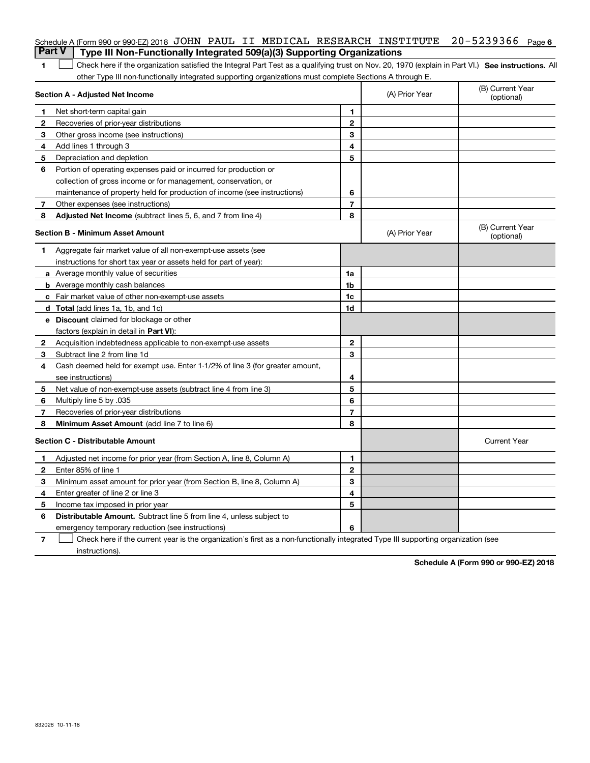Schedule A (Form 990 or 990-EZ) 2018 JOHN PAUL II MEDICAL RESEARCH INSTITUTE 20-5239366 Page 6

## Part V Type III Non-Functionally Integrated 509(a)(3) Supporting Organizations

**1** ☐ Check here if the organization satisfied the Integral Part Test as a qualifying trust on Nov. 20, 1970 (explain in Part VI.) **See instructions.** All other Type III non-functionally integrated supporting organizations must complete Sections A through E.

| **Section A - Adjusted Net Income** | | | (A) Prior Year | (B) Current Year (optional) |
|---|---|---|---|---|
| **1** | Net short-term capital gain | **1** | | |
| **2** | Recoveries of prior-year distributions | **2** | | |
| **3** | Other gross income (see instructions) | **3** | | |
| **4** | Add lines 1 through 3 | **4** | | |
| **5** | Depreciation and depletion | **5** | | |
| **6** | Portion of operating expenses paid or incurred for production or collection of gross income or for management, conservation, or maintenance of property held for production of income (see instructions) | **6** | | |
| **7** | Other expenses (see instructions) | **7** | | |
| **8** | **Adjusted Net Income** (subtract lines 5, 6, and 7 from line 4) | **8** | | |

| **Section B - Minimum Asset Amount** | | | (A) Prior Year | (B) Current Year (optional) |
|---|---|---|---|---|
| **1** | Aggregate fair market value of all non-exempt-use assets (see instructions for short tax year or assets held for part of year): | | | |
| **a** | Average monthly value of securities | **1a** | | |
| **b** | Average monthly cash balances | **1b** | | |
| **c** | Fair market value of other non-exempt-use assets | **1c** | | |
| **d** | **Total** (add lines 1a, 1b, and 1c) | **1d** | | |
| **e** | **Discount** claimed for blockage or other factors (explain in detail in **Part VI**): | | | |
| **2** | Acquisition indebtedness applicable to non-exempt-use assets | **2** | | |
| **3** | Subtract line 2 from line 1d | **3** | | |
| **4** | Cash deemed held for exempt use. Enter 1-1/2% of line 3 (for greater amount, see instructions) | **4** | | |
| **5** | Net value of non-exempt-use assets (subtract line 4 from line 3) | **5** | | |
| **6** | Multiply line 5 by .035 | **6** | | |
| **7** | Recoveries of prior-year distributions | **7** | | |
| **8** | **Minimum Asset Amount** (add line 7 to line 6) | **8** | | |

| **Section C - Distributable Amount** | | | | Current Year |
|---|---|---|---|---|
| **1** | Adjusted net income for prior year (from Section A, line 8, Column A) | **1** | | |
| **2** | Enter 85% of line 1 | **2** | | |
| **3** | Minimum asset amount for prior year (from Section B, line 8, Column A) | **3** | | |
| **4** | Enter greater of line 2 or line 3 | **4** | | |
| **5** | Income tax imposed in prior year | **5** | | |
| **6** | **Distributable Amount.** Subtract line 5 from line 4, unless subject to emergency temporary reduction (see instructions) | **6** | | |

**7** ☐ Check here if the current year is the organization's first as a non-functionally integrated Type III supporting organization (see instructions).

**Schedule A (Form 990 or 990-EZ) 2018**

832026 10-11-18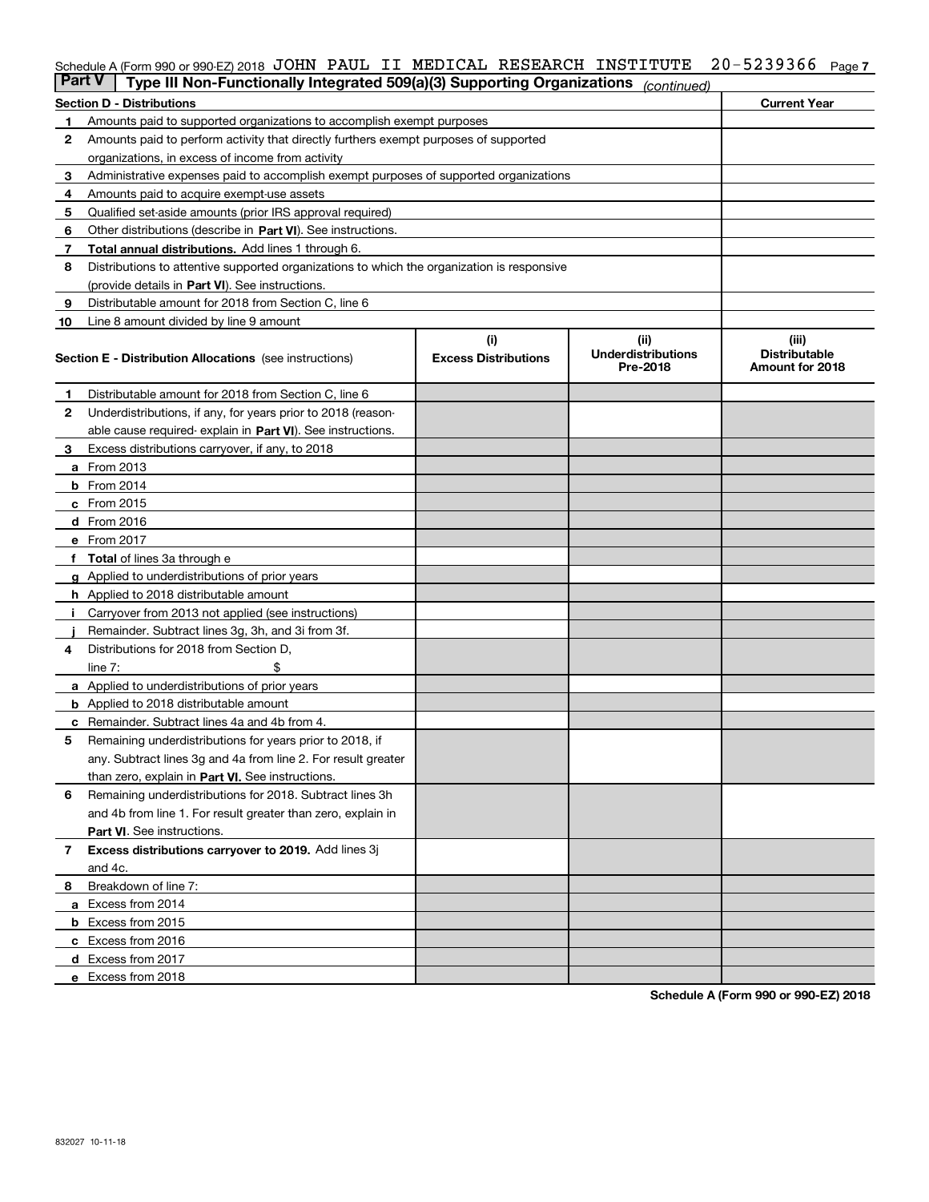Schedule A (Form 990 or 990-EZ) 2018 JOHN PAUL II MEDICAL RESEARCH INSTITUTE 20-5239366 Page 7

**Part V | Type III Non-Functionally Integrated 509(a)(3) Supporting Organizations** *(continued)*

| Section D - Distributions | | Current Year |
|---|---|---|
| 1 | Amounts paid to supported organizations to accomplish exempt purposes | |
| 2 | Amounts paid to perform activity that directly furthers exempt purposes of supported organizations, in excess of income from activity | |
| 3 | Administrative expenses paid to accomplish exempt purposes of supported organizations | |
| 4 | Amounts paid to acquire exempt-use assets | |
| 5 | Qualified set-aside amounts (prior IRS approval required) | |
| 6 | Other distributions (describe in **Part VI**). See instructions. | |
| 7 | **Total annual distributions.** Add lines 1 through 6. | |
| 8 | Distributions to attentive supported organizations to which the organization is responsive (provide details in **Part VI**). See instructions. | |
| 9 | Distributable amount for 2018 from Section C, line 6 | |
| 10 | Line 8 amount divided by line 9 amount | |

| Section E - Distribution Allocations (see instructions) | | (i) Excess Distributions | (ii) Underdistributions Pre-2018 | (iii) Distributable Amount for 2018 |
|---|---|---|---|---|
| 1 | Distributable amount for 2018 from Section C, line 6 | | | |
| 2 | Underdistributions, if any, for years prior to 2018 (reasonable cause required- explain in **Part VI**). See instructions. | | | |
| 3 | Excess distributions carryover, if any, to 2018 | | | |
| a | From 2013 | | | |
| b | From 2014 | | | |
| c | From 2015 | | | |
| d | From 2016 | | | |
| e | From 2017 | | | |
| f | **Total** of lines 3a through e | | | |
| g | Applied to underdistributions of prior years | | | |
| h | Applied to 2018 distributable amount | | | |
| i | Carryover from 2013 not applied (see instructions) | | | |
| j | Remainder. Subtract lines 3g, 3h, and 3i from 3f. | | | |
| 4 | Distributions for 2018 from Section D, line 7: $ | | | |
| a | Applied to underdistributions of prior years | | | |
| b | Applied to 2018 distributable amount | | | |
| c | Remainder. Subtract lines 4a and 4b from 4. | | | |
| 5 | Remaining underdistributions for years prior to 2018, if any. Subtract lines 3g and 4a from line 2. For result greater than zero, explain in **Part VI.** See instructions. | | | |
| 6 | Remaining underdistributions for 2018. Subtract lines 3h and 4b from line 1. For result greater than zero, explain in **Part VI**. See instructions. | | | |
| 7 | **Excess distributions carryover to 2019.** Add lines 3j and 4c. | | | |
| 8 | Breakdown of line 7: | | | |
| a | Excess from 2014 | | | |
| b | Excess from 2015 | | | |
| c | Excess from 2016 | | | |
| d | Excess from 2017 | | | |
| e | Excess from 2018 | | | |

**Schedule A (Form 990 or 990-EZ) 2018**

832027 10-11-18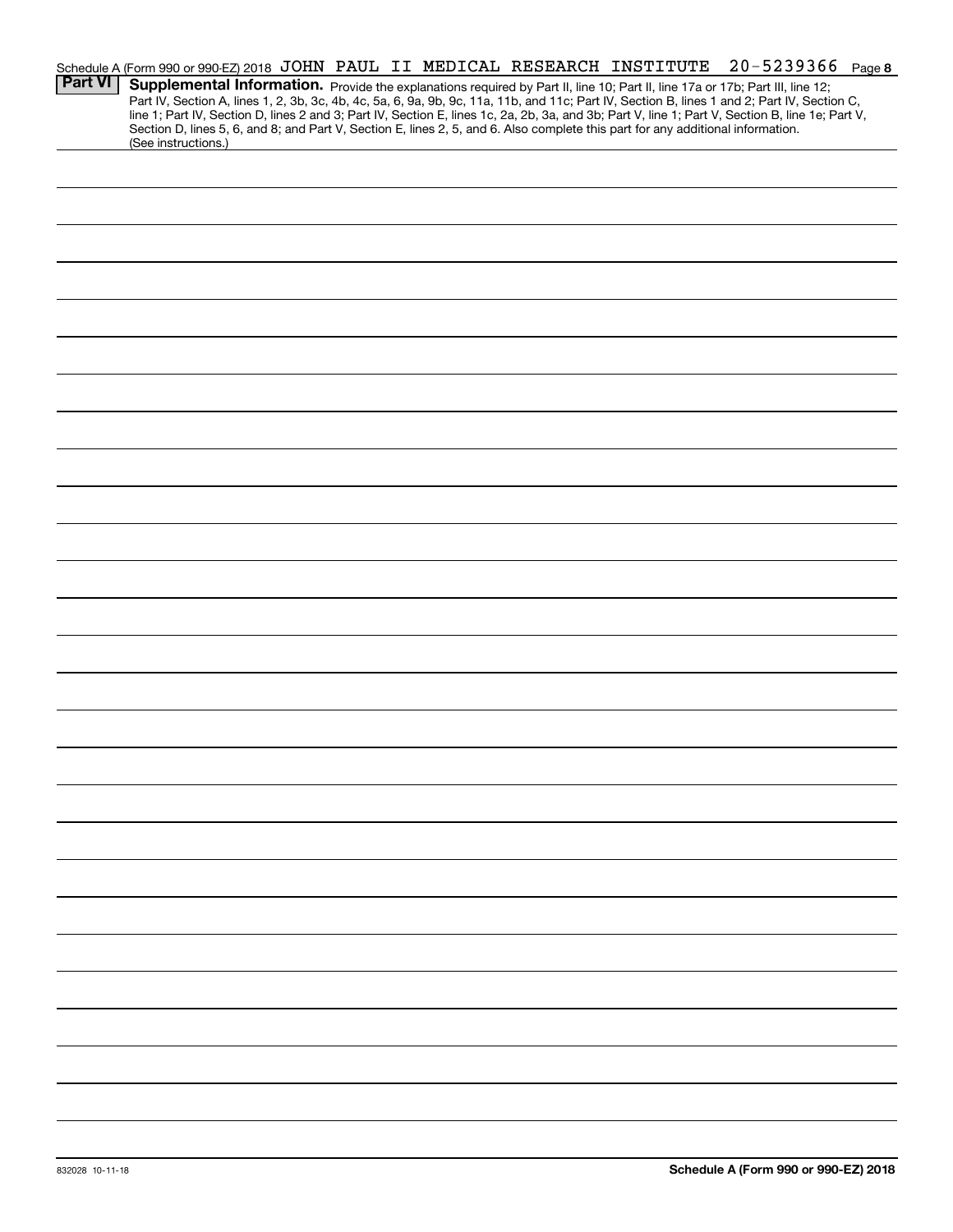Schedule A (Form 990 or 990-EZ) 2018 JOHN PAUL II MEDICAL RESEARCH INSTITUTE 20-5239366 Page 8

## Part VI Supplemental Information.

Provide the explanations required by Part II, line 10; Part II, line 17a or 17b; Part III, line 12; Part IV, Section A, lines 1, 2, 3b, 3c, 4b, 4c, 5a, 6, 9a, 9b, 9c, 11a, 11b, and 11c; Part IV, Section B, lines 1 and 2; Part IV, Section C, line 1; Part IV, Section D, lines 2 and 3; Part IV, Section E, lines 1c, 2a, 2b, 3a, and 3b; Part V, line 1; Part V, Section B, line 1e; Part V, Section D, lines 5, 6, and 8; and Part V, Section E, lines 2, 5, and 6. Also complete this part for any additional information. (See instructions.)

832028 10-11-18

Schedule A (Form 990 or 990-EZ) 2018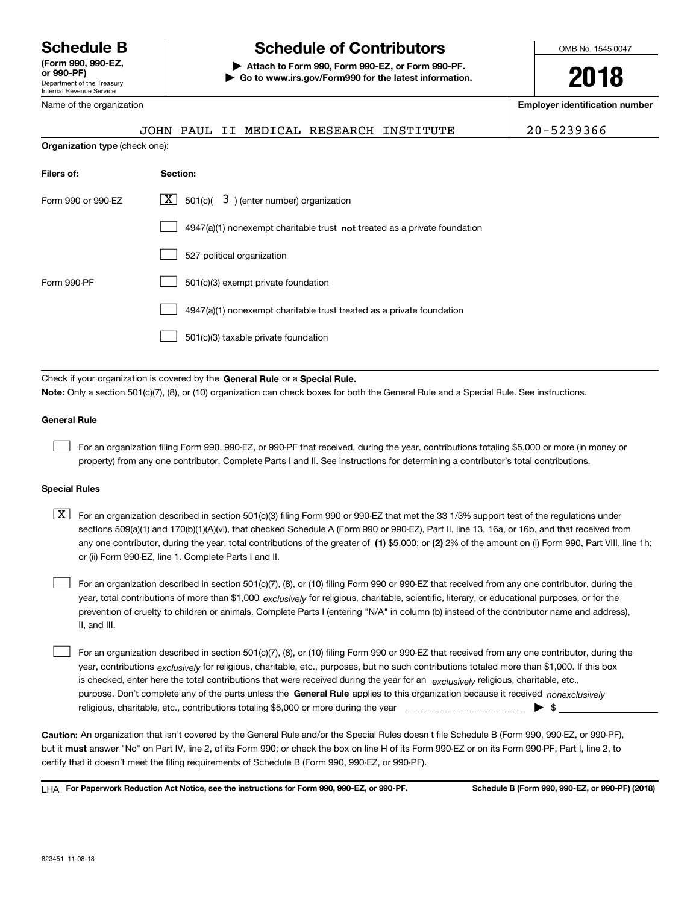**Schedule B**
**(Form 990, 990-EZ, or 990-PF)**
Department of the Treasury
Internal Revenue Service

# Schedule of Contributors

▶ **Attach to Form 990, Form 990-EZ, or Form 990-PF.**
▶ **Go to www.irs.gov/Form990 for the latest information.**

OMB No. 1545-0047

**2018**

| Name of the organization | Employer identification number |
|---|---|
| JOHN PAUL II MEDICAL RESEARCH INSTITUTE | 20-5239366 |

**Organization type** (check one):

| Filers of: | Section: |
|---|---|
| Form 990 or 990-EZ | [X] 501(c)( 3 ) (enter number) organization |
| | [ ] 4947(a)(1) nonexempt charitable trust **not** treated as a private foundation |
| | [ ] 527 political organization |
| Form 990-PF | [ ] 501(c)(3) exempt private foundation |
| | [ ] 4947(a)(1) nonexempt charitable trust treated as a private foundation |
| | [ ] 501(c)(3) taxable private foundation |

Check if your organization is covered by the **General Rule** or a **Special Rule.**

**Note:** Only a section 501(c)(7), (8), or (10) organization can check boxes for both the General Rule and a Special Rule. See instructions.

**General Rule**

[ ] For an organization filing Form 990, 990-EZ, or 990-PF that received, during the year, contributions totaling $5,000 or more (in money or property) from any one contributor. Complete Parts I and II. See instructions for determining a contributor's total contributions.

**Special Rules**

[X] For an organization described in section 501(c)(3) filing Form 990 or 990-EZ that met the 33 1/3% support test of the regulations under sections 509(a)(1) and 170(b)(1)(A)(vi), that checked Schedule A (Form 990 or 990-EZ), Part II, line 13, 16a, or 16b, and that received from any one contributor, during the year, total contributions of the greater of **(1)** $5,000; or **(2)** 2% of the amount on (i) Form 990, Part VIII, line 1h; or (ii) Form 990-EZ, line 1. Complete Parts I and II.

[ ] For an organization described in section 501(c)(7), (8), or (10) filing Form 990 or 990-EZ that received from any one contributor, during the year, total contributions of more than $1,000 *exclusively* for religious, charitable, scientific, literary, or educational purposes, or for the prevention of cruelty to children or animals. Complete Parts I (entering "N/A" in column (b) instead of the contributor name and address), II, and III.

[ ] For an organization described in section 501(c)(7), (8), or (10) filing Form 990 or 990-EZ that received from any one contributor, during the year, contributions *exclusively* for religious, charitable, etc., purposes, but no such contributions totaled more than $1,000. If this box is checked, enter here the total contributions that were received during the year for an *exclusively* religious, charitable, etc., purpose. Don't complete any of the parts unless the **General Rule** applies to this organization because it received *nonexclusively* religious, charitable, etc., contributions totaling $5,000 or more during the year ▶ $

**Caution:** An organization that isn't covered by the General Rule and/or the Special Rules doesn't file Schedule B (Form 990, 990-EZ, or 990-PF), but it **must** answer "No" on Part IV, line 2, of its Form 990; or check the box on line H of its Form 990-EZ or on its Form 990-PF, Part I, line 2, to certify that it doesn't meet the filing requirements of Schedule B (Form 990, 990-EZ, or 990-PF).

LHA **For Paperwork Reduction Act Notice, see the instructions for Form 990, 990-EZ, or 990-PF.** **Schedule B (Form 990, 990-EZ, or 990-PF) (2018)**

823451 11-08-18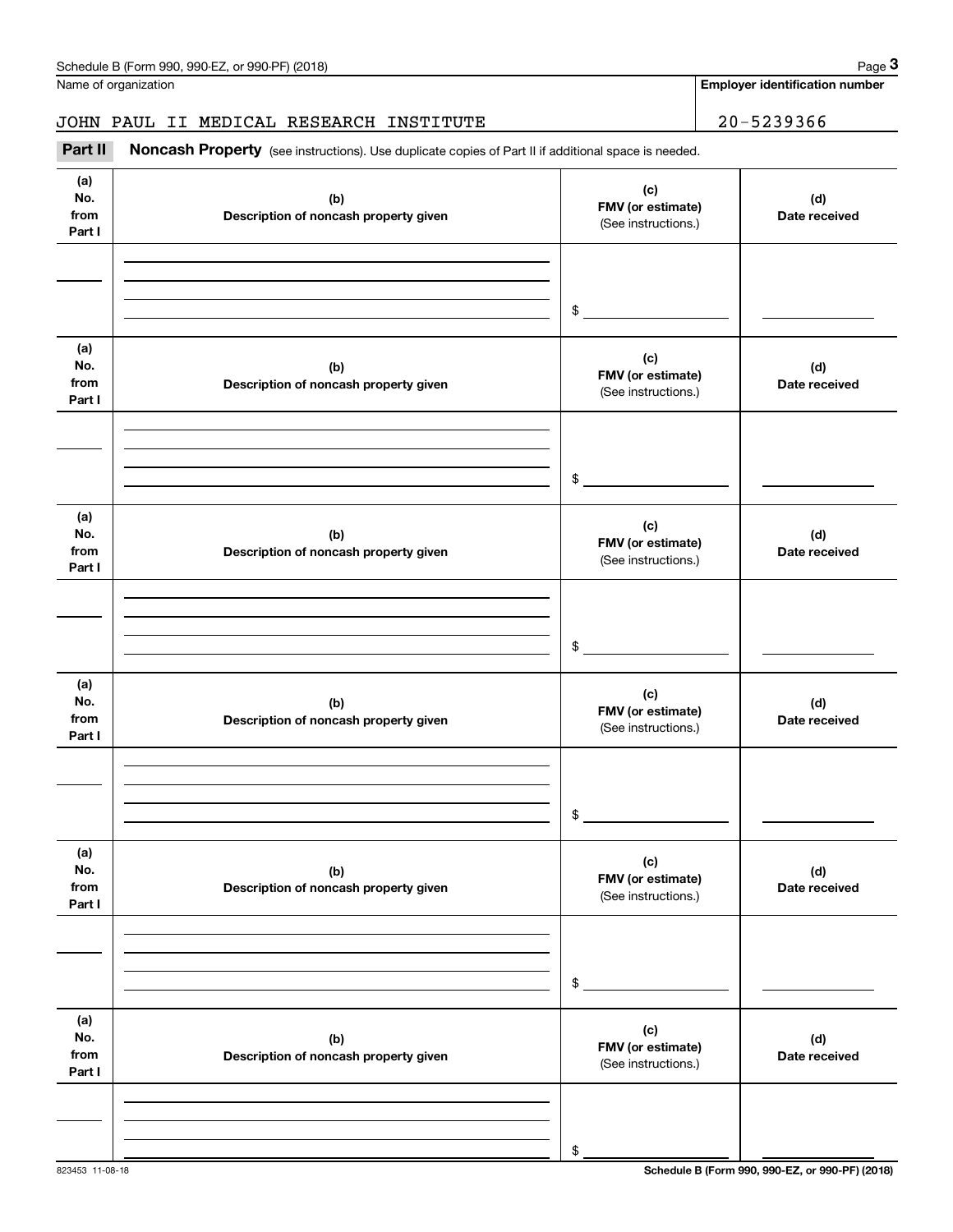Name of organization

**Employer identification number**

JOHN PAUL II MEDICAL RESEARCH INSTITUTE

20-5239366

**Part II** **Noncash Property** (see instructions). Use duplicate copies of Part II if additional space is needed.

| (a) No. from Part I | (b) Description of noncash property given | (c) FMV (or estimate) (See instructions.) | (d) Date received |
|---|---|---|---|
| | | $ | |

| (a) No. from Part I | (b) Description of noncash property given | (c) FMV (or estimate) (See instructions.) | (d) Date received |
|---|---|---|---|
| | | $ | |

| (a) No. from Part I | (b) Description of noncash property given | (c) FMV (or estimate) (See instructions.) | (d) Date received |
|---|---|---|---|
| | | $ | |

| (a) No. from Part I | (b) Description of noncash property given | (c) FMV (or estimate) (See instructions.) | (d) Date received |
|---|---|---|---|
| | | $ | |

| (a) No. from Part I | (b) Description of noncash property given | (c) FMV (or estimate) (See instructions.) | (d) Date received |
|---|---|---|---|
| | | $ | |

| (a) No. from Part I | (b) Description of noncash property given | (c) FMV (or estimate) (See instructions.) | (d) Date received |
|---|---|---|---|
| | | $ | |

823453 11-08-18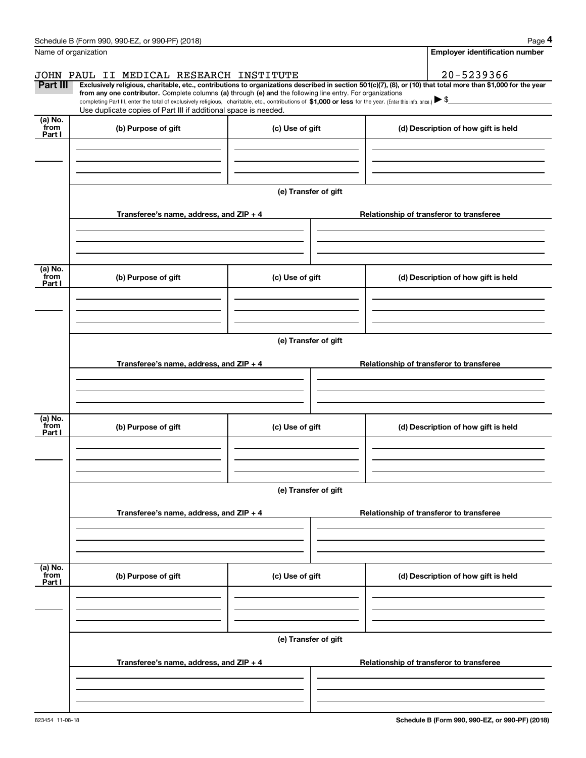Name of organization

JOHN PAUL II MEDICAL RESEARCH INSTITUTE

**Employer identification number**

20-5239366

**Part III** **Exclusively religious, charitable, etc., contributions to organizations described in section 501(c)(7), (8), or (10) that total more than $1,000 for the year from any one contributor.** Complete columns **(a)** through **(e) and** the following line entry. For organizations completing Part III, enter the total of exclusively religious, charitable, etc., contributions of **$1,000 or less** for the year. (Enter this info. once.) ▶ $

Use duplicate copies of Part III if additional space is needed.

| (a) No. from Part I | (b) Purpose of gift | (c) Use of gift | (d) Description of how gift is held |
|---|---|---|---|
| | | | |

(e) Transfer of gift

| Transferee's name, address, and ZIP + 4 | Relationship of transferor to transferee |
|---|---|
| | |

| (a) No. from Part I | (b) Purpose of gift | (c) Use of gift | (d) Description of how gift is held |
|---|---|---|---|
| | | | |

(e) Transfer of gift

| Transferee's name, address, and ZIP + 4 | Relationship of transferor to transferee |
|---|---|
| | |

| (a) No. from Part I | (b) Purpose of gift | (c) Use of gift | (d) Description of how gift is held |
|---|---|---|---|
| | | | |

(e) Transfer of gift

| Transferee's name, address, and ZIP + 4 | Relationship of transferor to transferee |
|---|---|
| | |

| (a) No. from Part I | (b) Purpose of gift | (c) Use of gift | (d) Description of how gift is held |
|---|---|---|---|
| | | | |

(e) Transfer of gift

| Transferee's name, address, and ZIP + 4 | Relationship of transferor to transferee |
|---|---|
| | |

823454 11-08-18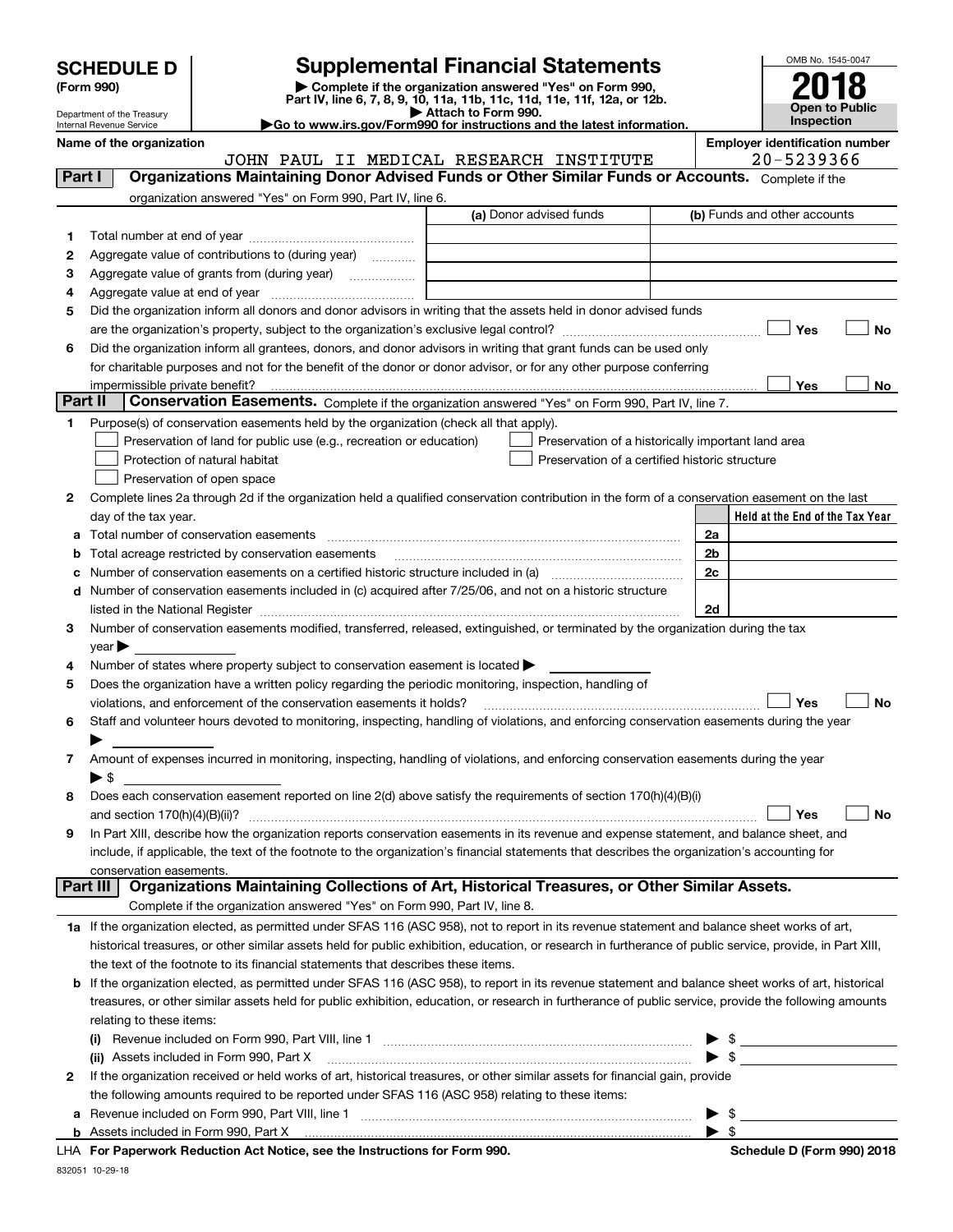# SCHEDULE D (Form 990)

Department of the Treasury
Internal Revenue Service

## Supplemental Financial Statements

▶ Complete if the organization answered "Yes" on Form 990, Part IV, line 6, 7, 8, 9, 10, 11a, 11b, 11c, 11d, 11e, 11f, 12a, or 12b.
▶ Attach to Form 990.
▶Go to www.irs.gov/Form990 for instructions and the latest information.

OMB No. 1545-0047

**2018**

**Open to Public Inspection**

**Name of the organization:** JOHN PAUL II MEDICAL RESEARCH INSTITUTE

**Employer identification number:** 20-5239366

### Part I Organizations Maintaining Donor Advised Funds or Other Similar Funds or Accounts. 

Complete if the organization answered "Yes" on Form 990, Part IV, line 6.

| | | (a) Donor advised funds | (b) Funds and other accounts |
|---|---|---|---|
| 1 | Total number at end of year | | |
| 2 | Aggregate value of contributions to (during year) | | |
| 3 | Aggregate value of grants from (during year) | | |
| 4 | Aggregate value at end of year | | |

5 Did the organization inform all donors and donor advisors in writing that the assets held in donor advised funds are the organization's property, subject to the organization's exclusive legal control? ☐ Yes ☐ No

6 Did the organization inform all grantees, donors, and donor advisors in writing that grant funds can be used only for charitable purposes and not for the benefit of the donor or donor advisor, or for any other purpose conferring impermissible private benefit? ☐ Yes ☐ No

### Part II Conservation Easements. 

Complete if the organization answered "Yes" on Form 990, Part IV, line 7.

1 Purpose(s) of conservation easements held by the organization (check all that apply).

- ☐ Preservation of land for public use (e.g., recreation or education)
- ☐ Protection of natural habitat
- ☐ Preservation of open space
- ☐ Preservation of a historically important land area
- ☐ Preservation of a certified historic structure

2 Complete lines 2a through 2d if the organization held a qualified conservation contribution in the form of a conservation easement on the last day of the tax year.

| | | | Held at the End of the Tax Year |
|---|---|---|---|
| a | Total number of conservation easements | 2a | |
| b | Total acreage restricted by conservation easements | 2b | |
| c | Number of conservation easements on a certified historic structure included in (a) | 2c | |
| d | Number of conservation easements included in (c) acquired after 7/25/06, and not on a historic structure listed in the National Register | 2d | |

3 Number of conservation easements modified, transferred, released, extinguished, or terminated by the organization during the tax year ▶

4 Number of states where property subject to conservation easement is located ▶

5 Does the organization have a written policy regarding the periodic monitoring, inspection, handling of violations, and enforcement of the conservation easements it holds? ☐ Yes ☐ No

6 Staff and volunteer hours devoted to monitoring, inspecting, handling of violations, and enforcing conservation easements during the year ▶

7 Amount of expenses incurred in monitoring, inspecting, handling of violations, and enforcing conservation easements during the year ▶ $

8 Does each conservation easement reported on line 2(d) above satisfy the requirements of section 170(h)(4)(B)(i) and section 170(h)(4)(B)(ii)? ☐ Yes ☐ No

9 In Part XIII, describe how the organization reports conservation easements in its revenue and expense statement, and balance sheet, and include, if applicable, the text of the footnote to the organization's financial statements that describes the organization's accounting for conservation easements.

### Part III Organizations Maintaining Collections of Art, Historical Treasures, or Other Similar Assets.

Complete if the organization answered "Yes" on Form 990, Part IV, line 8.

1a If the organization elected, as permitted under SFAS 116 (ASC 958), not to report in its revenue statement and balance sheet works of art, historical treasures, or other similar assets held for public exhibition, education, or research in furtherance of public service, provide, in Part XIII, the text of the footnote to its financial statements that describes these items.

b If the organization elected, as permitted under SFAS 116 (ASC 958), to report in its revenue statement and balance sheet works of art, historical treasures, or other similar assets held for public exhibition, education, or research in furtherance of public service, provide the following amounts relating to these items:

(i) Revenue included on Form 990, Part VIII, line 1 ▶ $

(ii) Assets included in Form 990, Part X ▶ $

2 If the organization received or held works of art, historical treasures, or other similar assets for financial gain, provide the following amounts required to be reported under SFAS 116 (ASC 958) relating to these items:

a Revenue included on Form 990, Part VIII, line 1 ▶ $

b Assets included in Form 990, Part X ▶ $

LHA For Paperwork Reduction Act Notice, see the Instructions for Form 990.

Schedule D (Form 990) 2018

832051 10-29-18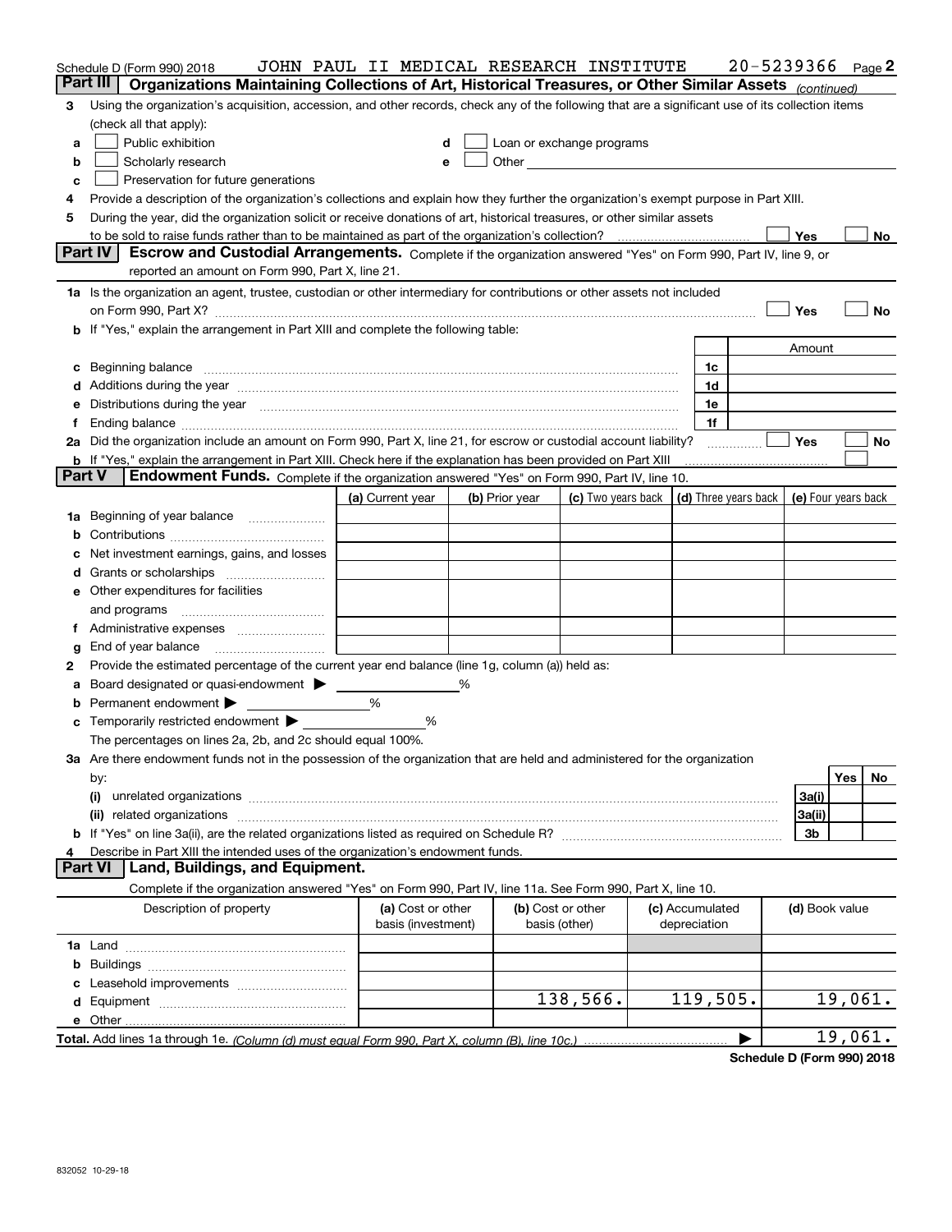Schedule D (Form 990) 2018 JOHN PAUL II MEDICAL RESEARCH INSTITUTE 20-5239366 Page 2

## Part III Organizations Maintaining Collections of Art, Historical Treasures, or Other Similar Assets *(continued)*

3 Using the organization's acquisition, accession, and other records, check any of the following that are a significant use of its collection items (check all that apply):

a ☐ Public exhibition
b ☐ Scholarly research
c ☐ Preservation for future generations
d ☐ Loan or exchange programs
e ☐ Other

4 Provide a description of the organization's collections and explain how they further the organization's exempt purpose in Part XIII.

5 During the year, did the organization solicit or receive donations of art, historical treasures, or other similar assets to be sold to raise funds rather than to be maintained as part of the organization's collection? ☐ Yes ☐ No

## Part IV Escrow and Custodial Arrangements.

Complete if the organization answered "Yes" on Form 990, Part IV, line 9, or reported an amount on Form 990, Part X, line 21.

1a Is the organization an agent, trustee, custodian or other intermediary for contributions or other assets not included on Form 990, Part X? ☐ Yes ☐ No

b If "Yes," explain the arrangement in Part XIII and complete the following table:

| | | Amount |
|---|---|---|
| c Beginning balance | 1c | |
| d Additions during the year | 1d | |
| e Distributions during the year | 1e | |
| f Ending balance | 1f | |

2a Did the organization include an amount on Form 990, Part X, line 21, for escrow or custodial account liability? ☐ Yes ☐ No

b If "Yes," explain the arrangement in Part XIII. Check here if the explanation has been provided on Part XIII ☐

## Part V Endowment Funds.

Complete if the organization answered "Yes" on Form 990, Part IV, line 10.

| | (a) Current year | (b) Prior year | (c) Two years back | (d) Three years back | (e) Four years back |
|---|---|---|---|---|---|
| 1a Beginning of year balance | | | | | |
| b Contributions | | | | | |
| c Net investment earnings, gains, and losses | | | | | |
| d Grants or scholarships | | | | | |
| e Other expenditures for facilities and programs | | | | | |
| f Administrative expenses | | | | | |
| g End of year balance | | | | | |

2 Provide the estimated percentage of the current year end balance (line 1g, column (a)) held as:

a Board designated or quasi-endowment ▶ %
b Permanent endowment ▶ %
c Temporarily restricted endowment ▶ %

The percentages on lines 2a, 2b, and 2c should equal 100%.

3a Are there endowment funds not in the possession of the organization that are held and administered for the organization by:

| | | Yes | No |
|---|---|---|---|
| (i) unrelated organizations | 3a(i) | | |
| (ii) related organizations | 3a(ii) | | |
| b If "Yes" on line 3a(ii), are the related organizations listed as required on Schedule R? | 3b | | |

4 Describe in Part XIII the intended uses of the organization's endowment funds.

## Part VI Land, Buildings, and Equipment.

Complete if the organization answered "Yes" on Form 990, Part IV, line 11a. See Form 990, Part X, line 10.

| Description of property | (a) Cost or other basis (investment) | (b) Cost or other basis (other) | (c) Accumulated depreciation | (d) Book value |
|---|---|---|---|---|
| 1a Land | | | | |
| b Buildings | | | | |
| c Leasehold improvements | | | | |
| d Equipment | | 138,566. | 119,505. | 19,061. |
| e Other | | | | |
| **Total.** Add lines 1a through 1e. *(Column (d) must equal Form 990, Part X, column (B), line 10c.)* | | | | 19,061. |

Schedule D (Form 990) 2018

832052 10-29-18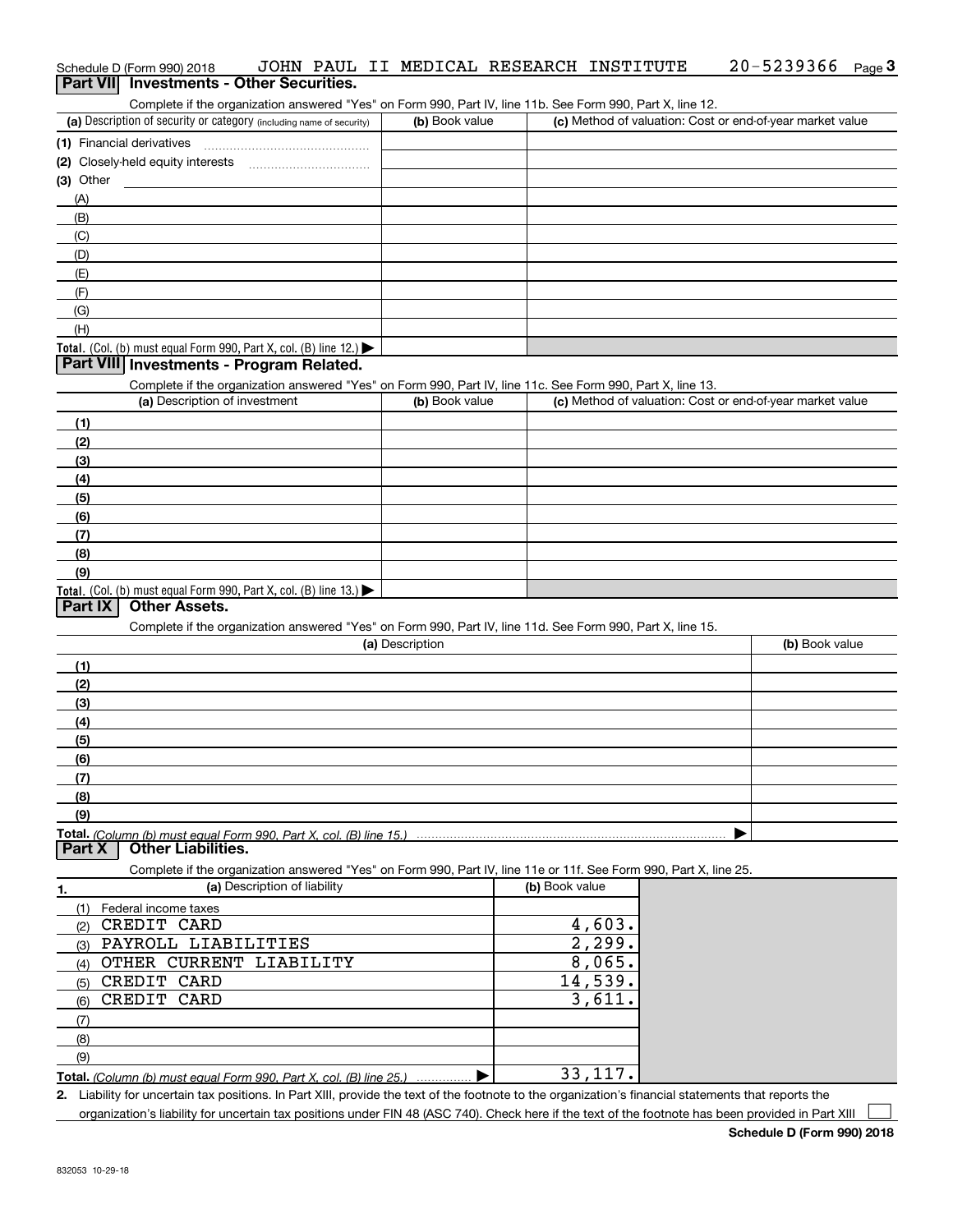Schedule D (Form 990) 2018 JOHN PAUL II MEDICAL RESEARCH INSTITUTE 20-5239366

## Part VII Investments - Other Securities.

Complete if the organization answered "Yes" on Form 990, Part IV, line 11b. See Form 990, Part X, line 12.

| (a) Description of security or category (including name of security) | (b) Book value | (c) Method of valuation: Cost or end-of-year market value |
|---|---|---|
| (1) Financial derivatives | | |
| (2) Closely-held equity interests | | |
| (3) Other | | |
| (A) | | |
| (B) | | |
| (C) | | |
| (D) | | |
| (E) | | |
| (F) | | |
| (G) | | |
| (H) | | |
| **Total.** (Col. (b) must equal Form 990, Part X, col. (B) line 12.) ▶ | | |

## Part VIII Investments - Program Related.

Complete if the organization answered "Yes" on Form 990, Part IV, line 11c. See Form 990, Part X, line 13.

| (a) Description of investment | (b) Book value | (c) Method of valuation: Cost or end-of-year market value |
|---|---|---|
| (1) | | |
| (2) | | |
| (3) | | |
| (4) | | |
| (5) | | |
| (6) | | |
| (7) | | |
| (8) | | |
| (9) | | |
| **Total.** (Col. (b) must equal Form 990, Part X, col. (B) line 13.) ▶ | | |

## Part IX Other Assets.

Complete if the organization answered "Yes" on Form 990, Part IV, line 11d. See Form 990, Part X, line 15.

| (a) Description | (b) Book value |
|---|---|
| (1) | |
| (2) | |
| (3) | |
| (4) | |
| (5) | |
| (6) | |
| (7) | |
| (8) | |
| (9) | |
| **Total.** *(Column (b) must equal Form 990, Part X, col. (B) line 15.)* ▶ | |

## Part X Other Liabilities.

Complete if the organization answered "Yes" on Form 990, Part IV, line 11e or 11f. See Form 990, Part X, line 25.

| 1. (a) Description of liability | (b) Book value |
|---|---|
| (1) Federal income taxes | |
| (2) CREDIT CARD | 4,603. |
| (3) PAYROLL LIABILITIES | 2,299. |
| (4) OTHER CURRENT LIABILITY | 8,065. |
| (5) CREDIT CARD | 14,539. |
| (6) CREDIT CARD | 3,611. |
| (7) | |
| (8) | |
| (9) | |
| **Total.** *(Column (b) must equal Form 990, Part X, col. (B) line 25.)* ▶ | 33,117. |

2. Liability for uncertain tax positions. In Part XIII, provide the text of the footnote to the organization's financial statements that reports the organization's liability for uncertain tax positions under FIN 48 (ASC 740). Check here if the text of the footnote has been provided in Part XIII ☐

**Schedule D (Form 990) 2018**

832053 10-29-18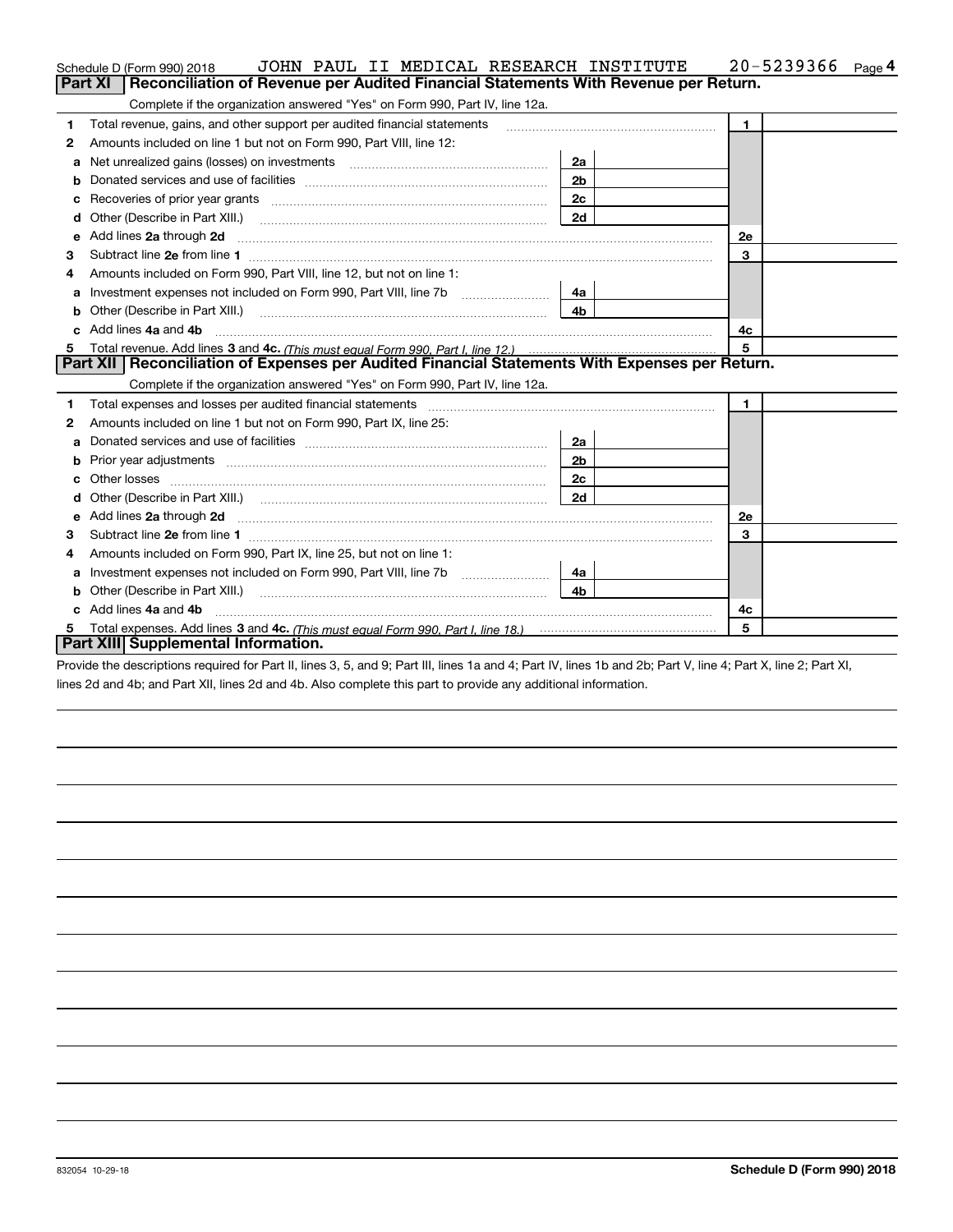Schedule D (Form 990) 2018 JOHN PAUL II MEDICAL RESEARCH INSTITUTE 20-5239366 Page 4

## Part XI Reconciliation of Revenue per Audited Financial Statements With Revenue per Return.

Complete if the organization answered "Yes" on Form 990, Part IV, line 12a.

| | | | | | |
|---|---|---|---|---|---|
| 1 | Total revenue, gains, and other support per audited financial statements | | | 1 | |
| 2 | Amounts included on line 1 but not on Form 990, Part VIII, line 12: | | | | |
| a | Net unrealized gains (losses) on investments | 2a | | | |
| b | Donated services and use of facilities | 2b | | | |
| c | Recoveries of prior year grants | 2c | | | |
| d | Other (Describe in Part XIII.) | 2d | | | |
| e | Add lines **2a** through **2d** | | | 2e | |
| 3 | Subtract line **2e** from line **1** | | | 3 | |
| 4 | Amounts included on Form 990, Part VIII, line 12, but not on line 1: | | | | |
| a | Investment expenses not included on Form 990, Part VIII, line 7b | 4a | | | |
| b | Other (Describe in Part XIII.) | 4b | | | |
| c | Add lines **4a** and **4b** | | | 4c | |
| 5 | Total revenue. Add lines **3** and **4c.** *(This must equal Form 990, Part I, line 12.)* | | | 5 | |

## Part XII Reconciliation of Expenses per Audited Financial Statements With Expenses per Return.

Complete if the organization answered "Yes" on Form 990, Part IV, line 12a.

| | | | | | |
|---|---|---|---|---|---|
| 1 | Total expenses and losses per audited financial statements | | | 1 | |
| 2 | Amounts included on line 1 but not on Form 990, Part IX, line 25: | | | | |
| a | Donated services and use of facilities | 2a | | | |
| b | Prior year adjustments | 2b | | | |
| c | Other losses | 2c | | | |
| d | Other (Describe in Part XIII.) | 2d | | | |
| e | Add lines **2a** through **2d** | | | 2e | |
| 3 | Subtract line **2e** from line **1** | | | 3 | |
| 4 | Amounts included on Form 990, Part IX, line 25, but not on line 1: | | | | |
| a | Investment expenses not included on Form 990, Part VIII, line 7b | 4a | | | |
| b | Other (Describe in Part XIII.) | 4b | | | |
| c | Add lines **4a** and **4b** | | | 4c | |
| 5 | Total expenses. Add lines **3** and **4c.** *(This must equal Form 990, Part I, line 18.)* | | | 5 | |

## Part XIII Supplemental Information.

Provide the descriptions required for Part II, lines 3, 5, and 9; Part III, lines 1a and 4; Part IV, lines 1b and 2b; Part V, line 4; Part X, line 2; Part XI, lines 2d and 4b; and Part XII, lines 2d and 4b. Also complete this part to provide any additional information.

832054 10-29-18 **Schedule D (Form 990) 2018**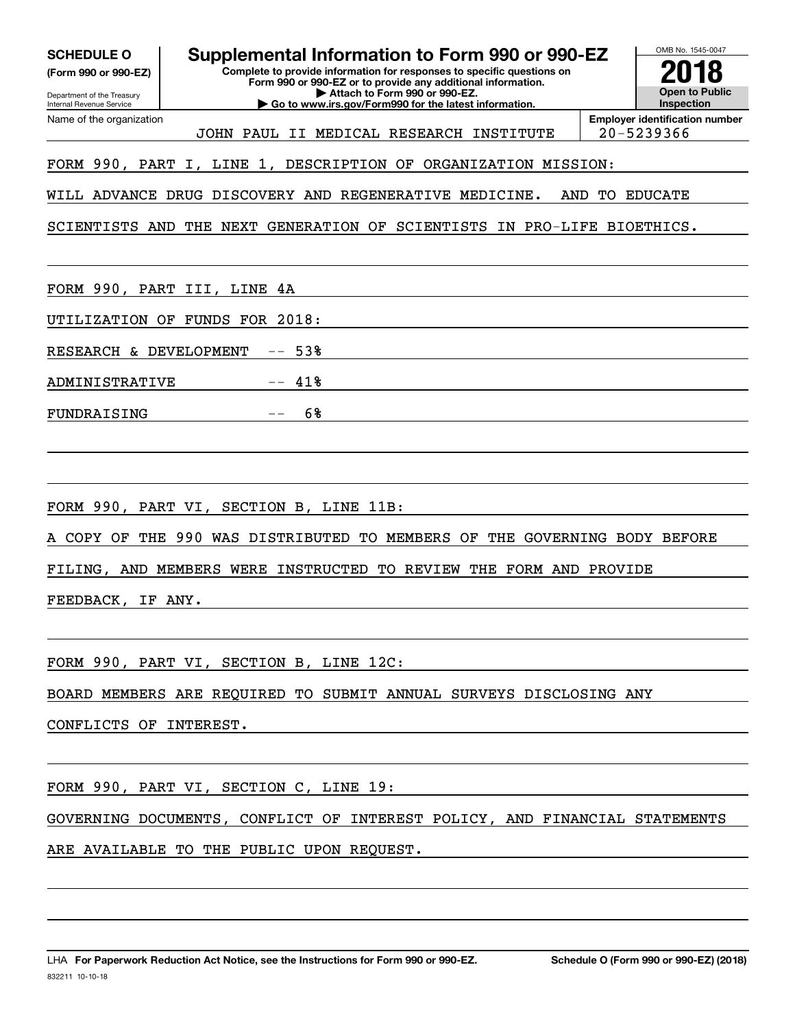**SCHEDULE O**
**(Form 990 or 990-EZ)**

Department of the Treasury
Internal Revenue Service

# Supplemental Information to Form 990 or 990-EZ

**Complete to provide information for responses to specific questions on Form 990 or 990-EZ or to provide any additional information.**
**▶ Attach to Form 990 or 990-EZ.**
**▶ Go to www.irs.gov/Form990 for the latest information.**

OMB No. 1545-0047

**2018**

**Open to Public Inspection**

Name of the organization: JOHN PAUL II MEDICAL RESEARCH INSTITUTE

**Employer identification number:** 20-5239366

FORM 990, PART I, LINE 1, DESCRIPTION OF ORGANIZATION MISSION:

WILL ADVANCE DRUG DISCOVERY AND REGENERATIVE MEDICINE. AND TO EDUCATE SCIENTISTS AND THE NEXT GENERATION OF SCIENTISTS IN PRO-LIFE BIOETHICS.

FORM 990, PART III, LINE 4A

UTILIZATION OF FUNDS FOR 2018:

RESEARCH & DEVELOPMENT -- 53%

ADMINISTRATIVE -- 41%

FUNDRAISING -- 6%

FORM 990, PART VI, SECTION B, LINE 11B:

A COPY OF THE 990 WAS DISTRIBUTED TO MEMBERS OF THE GOVERNING BODY BEFORE FILING, AND MEMBERS WERE INSTRUCTED TO REVIEW THE FORM AND PROVIDE FEEDBACK, IF ANY.

FORM 990, PART VI, SECTION B, LINE 12C:

BOARD MEMBERS ARE REQUIRED TO SUBMIT ANNUAL SURVEYS DISCLOSING ANY CONFLICTS OF INTEREST.

FORM 990, PART VI, SECTION C, LINE 19:

GOVERNING DOCUMENTS, CONFLICT OF INTEREST POLICY, AND FINANCIAL STATEMENTS ARE AVAILABLE TO THE PUBLIC UPON REQUEST.

LHA **For Paperwork Reduction Act Notice, see the Instructions for Form 990 or 990-EZ.** **Schedule O (Form 990 or 990-EZ) (2018)**

832211 10-10-18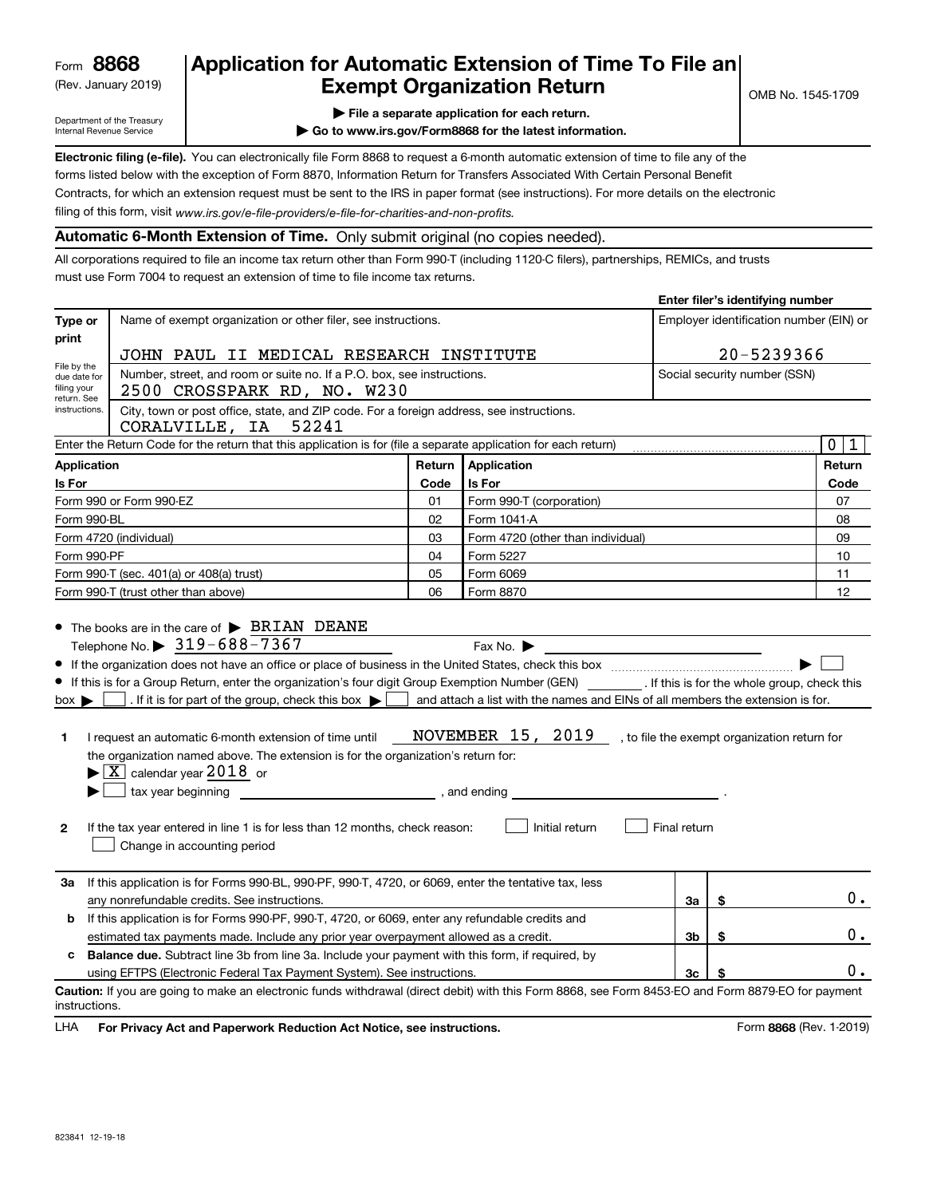Form **8868**
(Rev. January 2019)

Department of the Treasury
Internal Revenue Service

# Application for Automatic Extension of Time To File an Exempt Organization Return

▶ **File a separate application for each return.**

▶ **Go to www.irs.gov/Form8868 for the latest information.**

OMB No. 1545-1709

**Electronic filing (e-file).** You can electronically file Form 8868 to request a 6-month automatic extension of time to file any of the forms listed below with the exception of Form 8870, Information Return for Transfers Associated With Certain Personal Benefit Contracts, for which an extension request must be sent to the IRS in paper format (see instructions). For more details on the electronic filing of this form, visit *www.irs.gov/e-file-providers/e-file-for-charities-and-non-profits.*

**Automatic 6-Month Extension of Time.** Only submit original (no copies needed).

All corporations required to file an income tax return other than Form 990-T (including 1120-C filers), partnerships, REMICs, and trusts must use Form 7004 to request an extension of time to file income tax returns.

**Enter filer's identifying number**

| | | |
|---|---|---|
| **Type or print** | Name of exempt organization or other filer, see instructions.<br>JOHN PAUL II MEDICAL RESEARCH INSTITUTE | Employer identification number (EIN) or<br>20-5239366 |
| File by the due date for filing your return. See instructions. | Number, street, and room or suite no. If a P.O. box, see instructions.<br>2500 CROSSPARK RD, NO. W230 | Social security number (SSN) |
| | City, town or post office, state, and ZIP code. For a foreign address, see instructions.<br>CORALVILLE, IA 52241 | |

Enter the Return Code for the return that this application is for (file a separate application for each return) ........ 0 1

| Application Is For | Return Code | Application Is For | Return Code |
|---|---|---|---|
| Form 990 or Form 990-EZ | 01 | Form 990-T (corporation) | 07 |
| Form 990-BL | 02 | Form 1041-A | 08 |
| Form 4720 (individual) | 03 | Form 4720 (other than individual) | 09 |
| Form 990-PF | 04 | Form 5227 | 10 |
| Form 990-T (sec. 401(a) or 408(a) trust) | 05 | Form 6069 | 11 |
| Form 990-T (trust other than above) | 06 | Form 8870 | 12 |

- The books are in the care of ▶ BRIAN DEANE
  Telephone No. ▶ 319-688-7367 Fax No. ▶
- If the organization does not have an office or place of business in the United States, check this box ........ ▶ ☐
- If this is for a Group Return, enter the organization's four digit Group Exemption Number (GEN) ________ . If this is for the whole group, check this box ▶ ☐ . If it is for part of the group, check this box ▶ ☐ and attach a list with the names and EINs of all members the extension is for.

**1** I request an automatic 6-month extension of time until NOVEMBER 15, 2019 , to file the exempt organization return for the organization named above. The extension is for the organization's return for:
▶ ☒ calendar year 2018 or
▶ ☐ tax year beginning ________________ , and ending ________________ .

**2** If the tax year entered in line 1 is for less than 12 months, check reason: ☐ Initial return ☐ Final return
☐ Change in accounting period

| | | | |
|---|---|---|---|
| **3a** | If this application is for Forms 990-BL, 990-PF, 990-T, 4720, or 6069, enter the tentative tax, less any nonrefundable credits. See instructions. | **3a** | $ 0. |
| **b** | If this application is for Forms 990-PF, 990-T, 4720, or 6069, enter any refundable credits and estimated tax payments made. Include any prior year overpayment allowed as a credit. | **3b** | $ 0. |
| **c** | **Balance due.** Subtract line 3b from line 3a. Include your payment with this form, if required, by using EFTPS (Electronic Federal Tax Payment System). See instructions. | **3c** | $ 0. |

**Caution:** If you are going to make an electronic funds withdrawal (direct debit) with this Form 8868, see Form 8453-EO and Form 8879-EO for payment instructions.

LHA **For Privacy Act and Paperwork Reduction Act Notice, see instructions.** Form **8868** (Rev. 1-2019)

823841 12-19-18